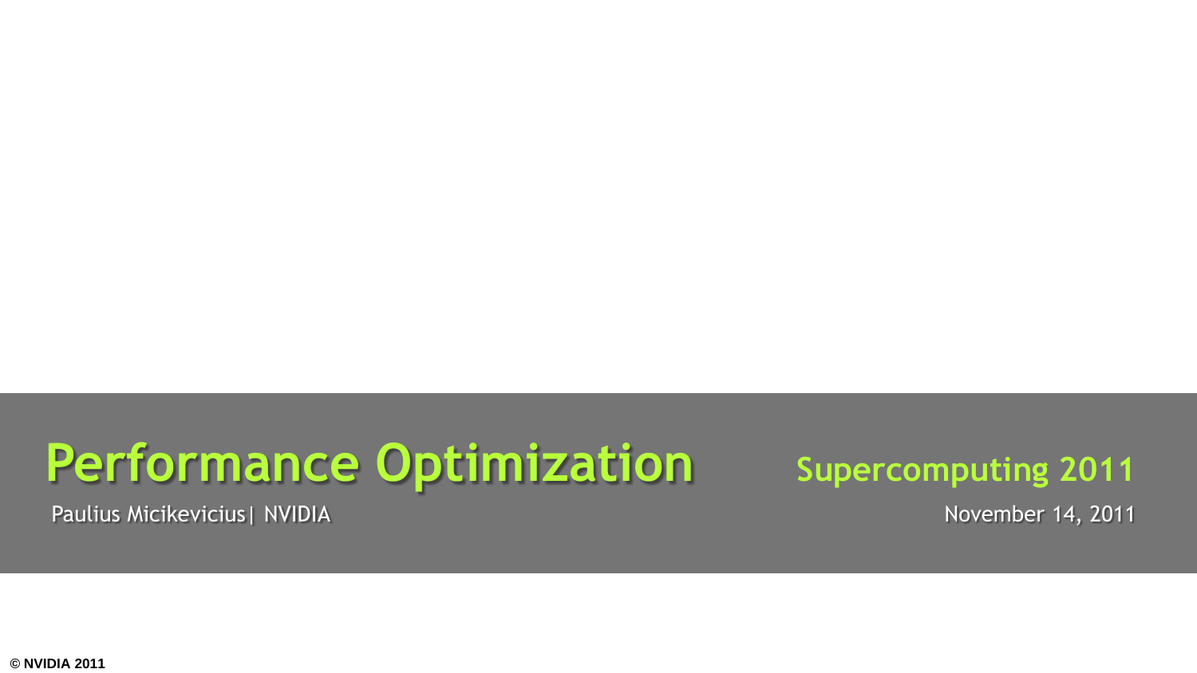# Performance Optimization

Paulius Micikevicius| NVIDIA

**Supercomputing 2011**

November 14, 2011

© NVIDIA 2011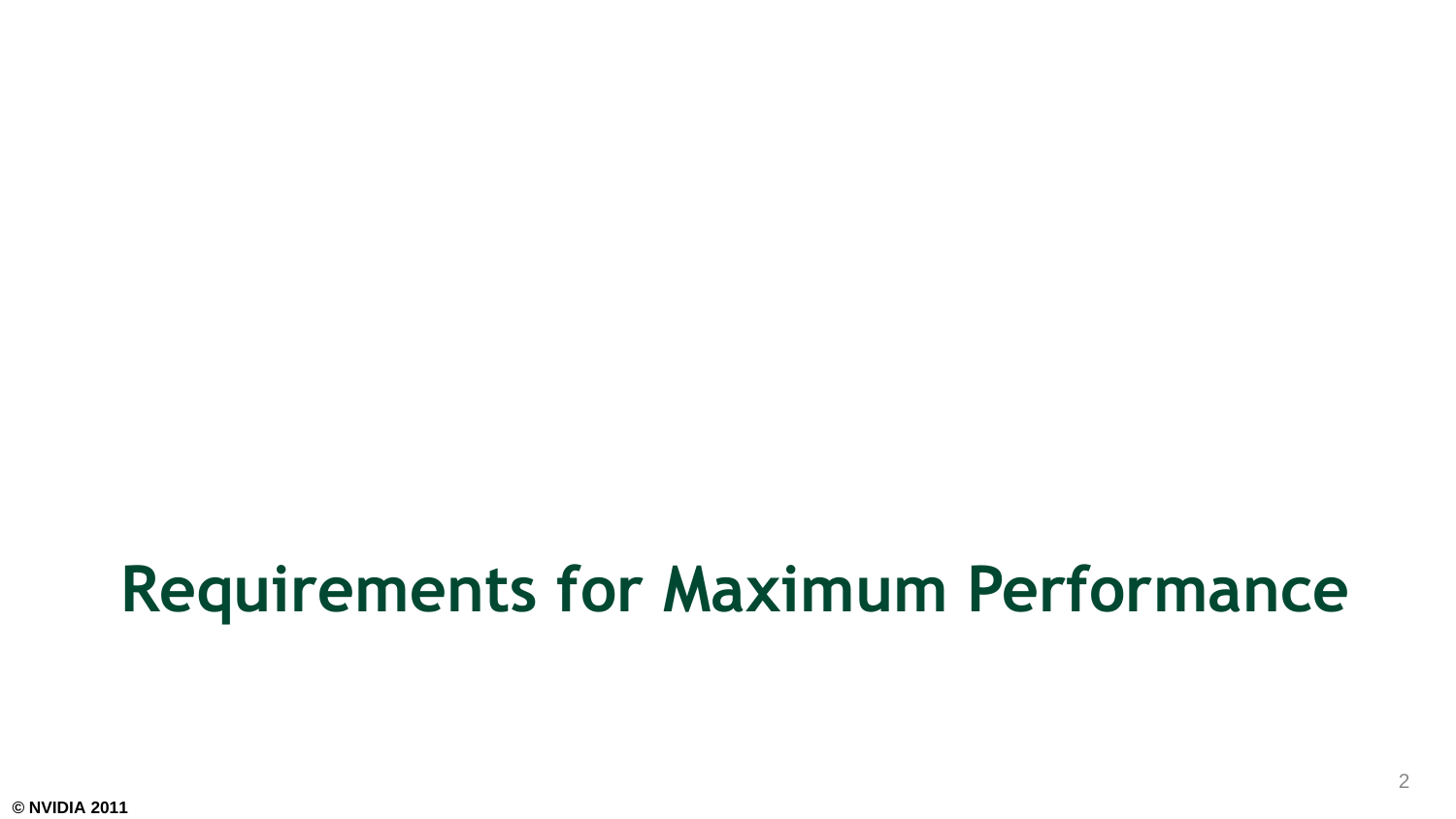# Requirements for Maximum Performance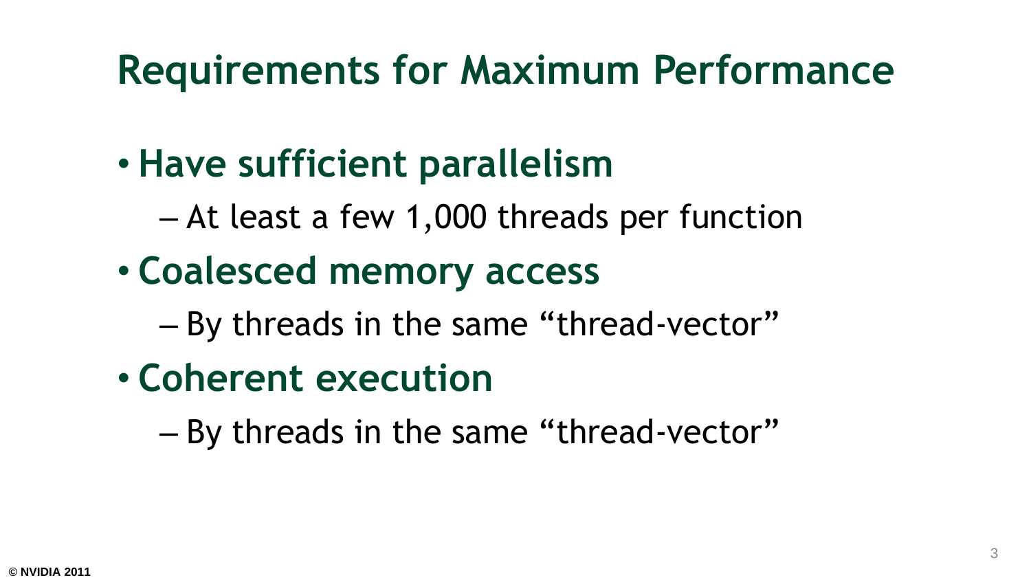# Requirements for Maximum Performance

- **Have sufficient parallelism**
  - At least a few 1,000 threads per function
- **Coalesced memory access**
  - By threads in the same “thread-vector”
- **Coherent execution**
  - By threads in the same “thread-vector”

© NVIDIA 2011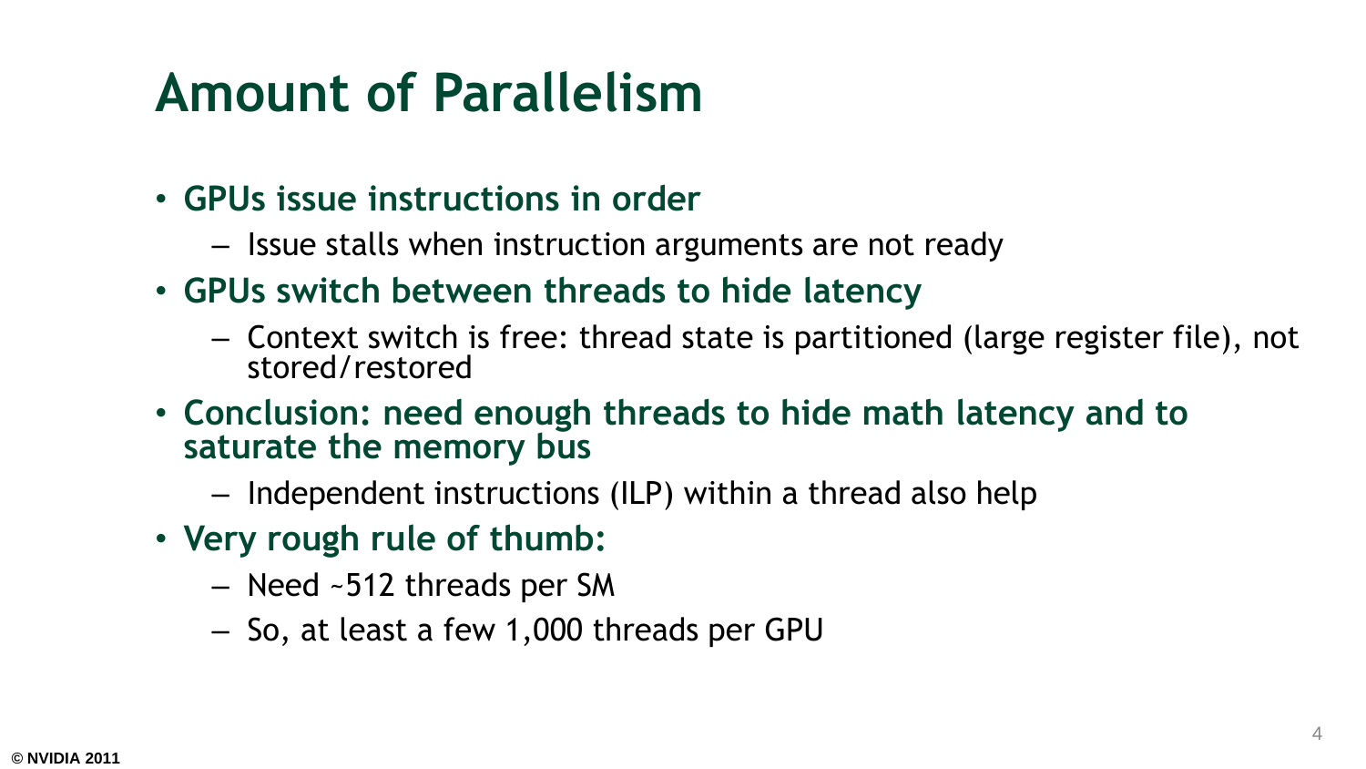# Amount of Parallelism

- **GPUs issue instructions in order**
  - Issue stalls when instruction arguments are not ready
- **GPUs switch between threads to hide latency**
  - Context switch is free: thread state is partitioned (large register file), not stored/restored
- **Conclusion: need enough threads to hide math latency and to saturate the memory bus**
  - Independent instructions (ILP) within a thread also help
- **Very rough rule of thumb:**
  - Need ~512 threads per SM
  - So, at least a few 1,000 threads per GPU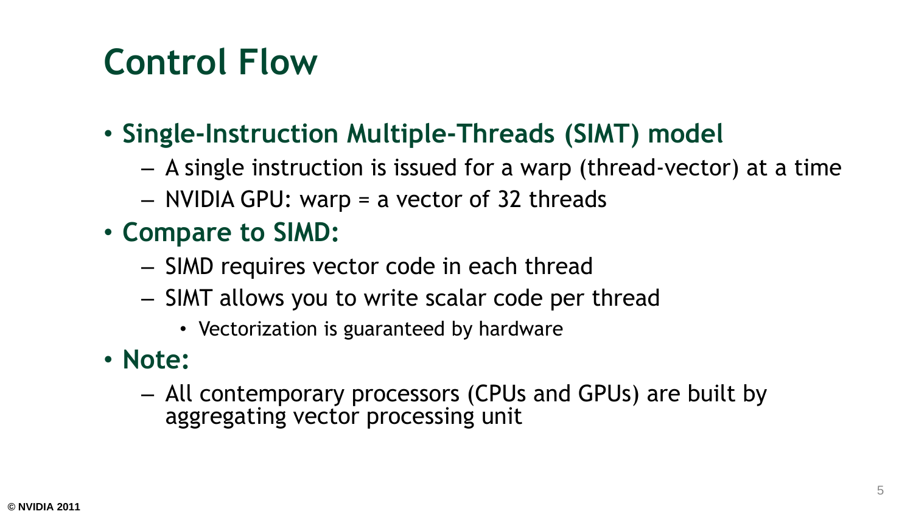# Control Flow

- **Single-Instruction Multiple-Threads (SIMT) model**
  - A single instruction is issued for a warp (thread-vector) at a time
  - NVIDIA GPU: warp = a vector of 32 threads
- **Compare to SIMD:**
  - SIMD requires vector code in each thread
  - SIMT allows you to write scalar code per thread
    - Vectorization is guaranteed by hardware
- **Note:**
  - All contemporary processors (CPUs and GPUs) are built by aggregating vector processing unit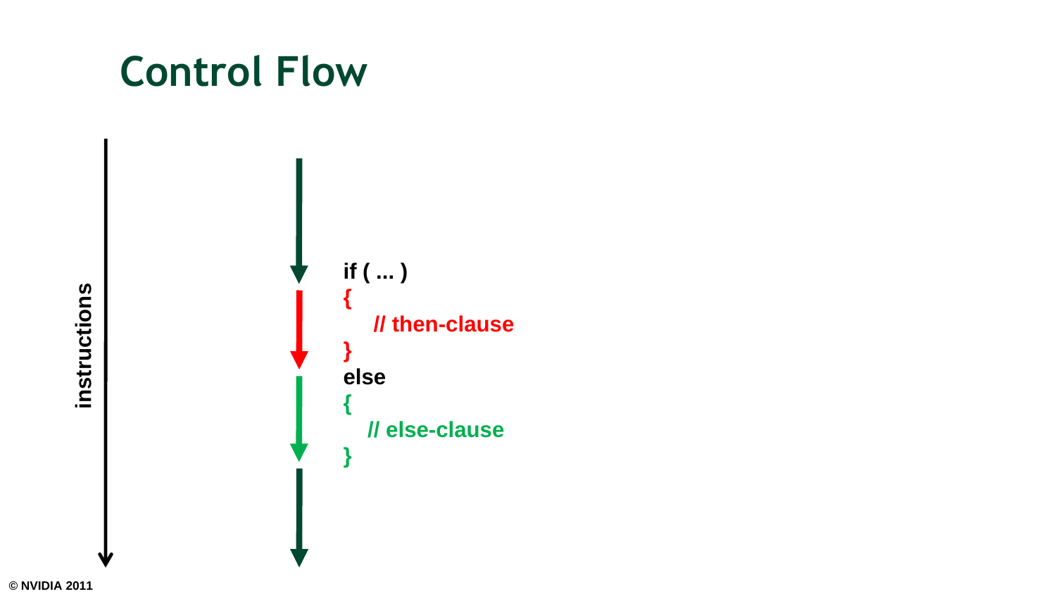# Control Flow

instructions

```
if ( ... )
{
    // then-clause
}
else
{
    // else-clause
}
```

© NVIDIA 2011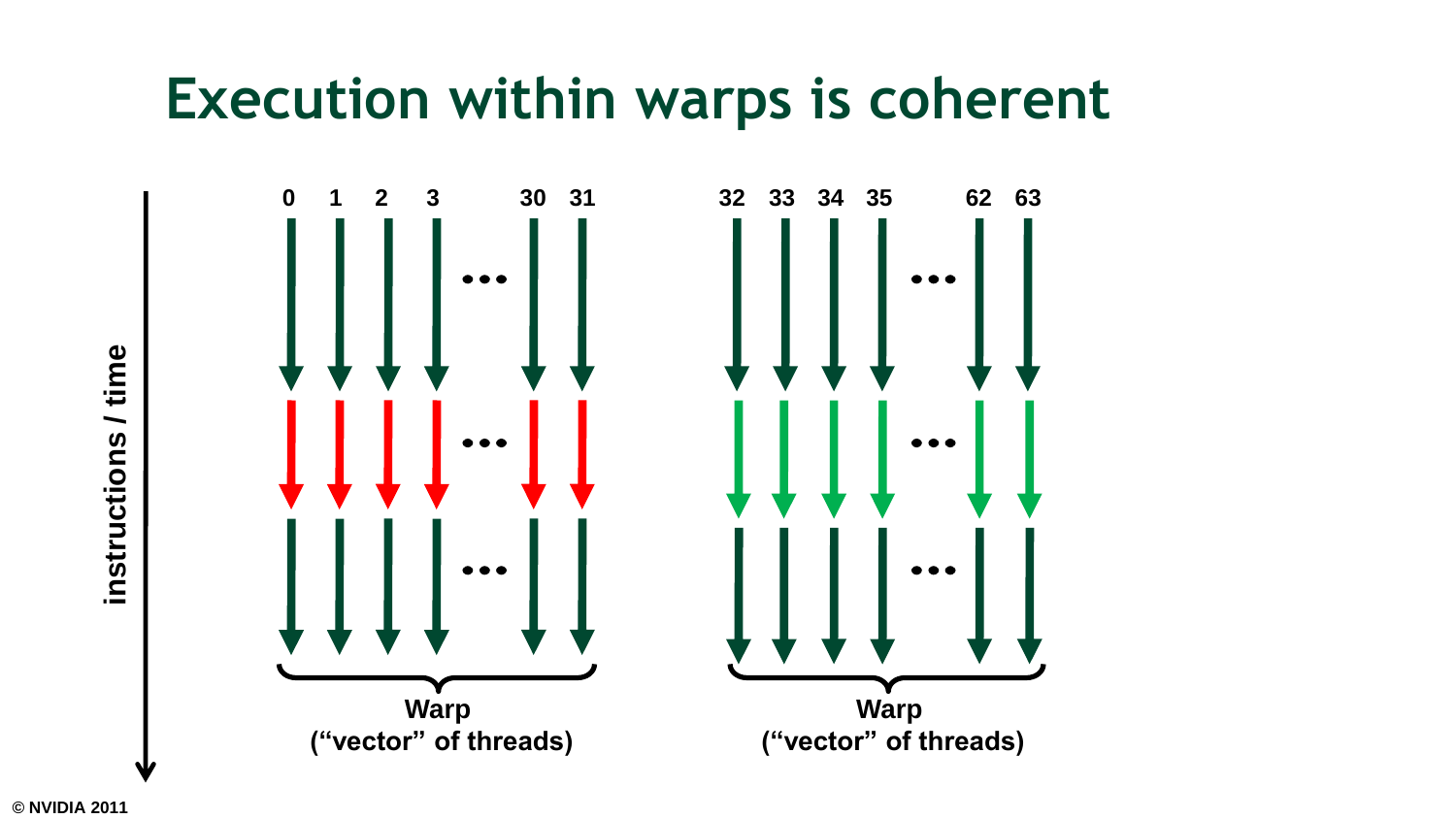# Execution within warps is coherent

instructions / time

0 1 2 3 ... 30 31

32 33 34 35 ... 62 63

Warp
("vector" of threads)

Warp
("vector" of threads)

© NVIDIA 2011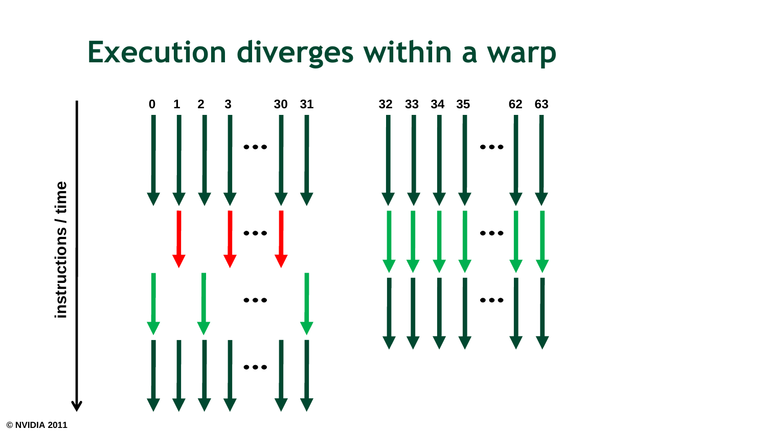# Execution diverges within a warp

instructions / time

0 1 2 3 ... 30 31

32 33 34 35 ... 62 63

© NVIDIA 2011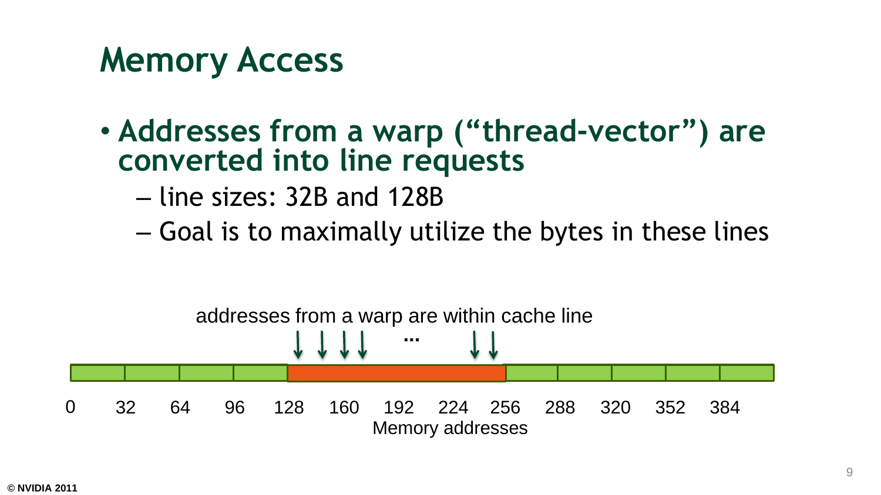# Memory Access

- **Addresses from a warp ("thread-vector") are converted into line requests**
  - line sizes: 32B and 128B
  - Goal is to maximally utilize the bytes in these lines

addresses from a warp are within cache line

...

0 32 64 96 128 160 192 224 256 288 320 352 384

Memory addresses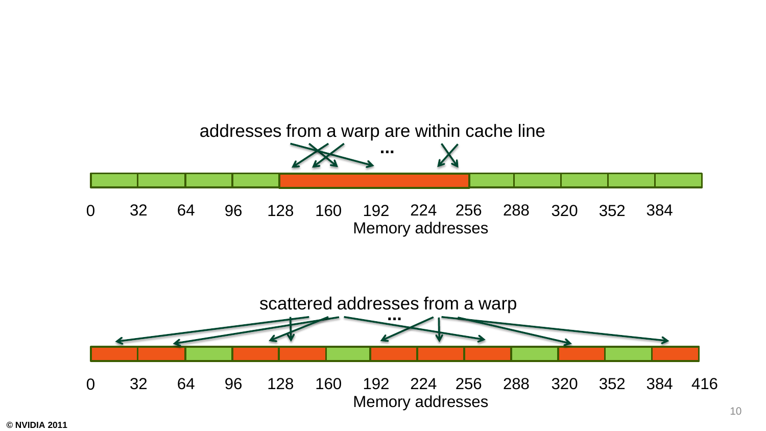addresses from a warp are within cache line

...

0 32 64 96 128 160 192 224 256 288 320 352 384

Memory addresses

scattered addresses from a warp

...

0 32 64 96 128 160 192 224 256 288 320 352 384 416

Memory addresses

© NVIDIA 2011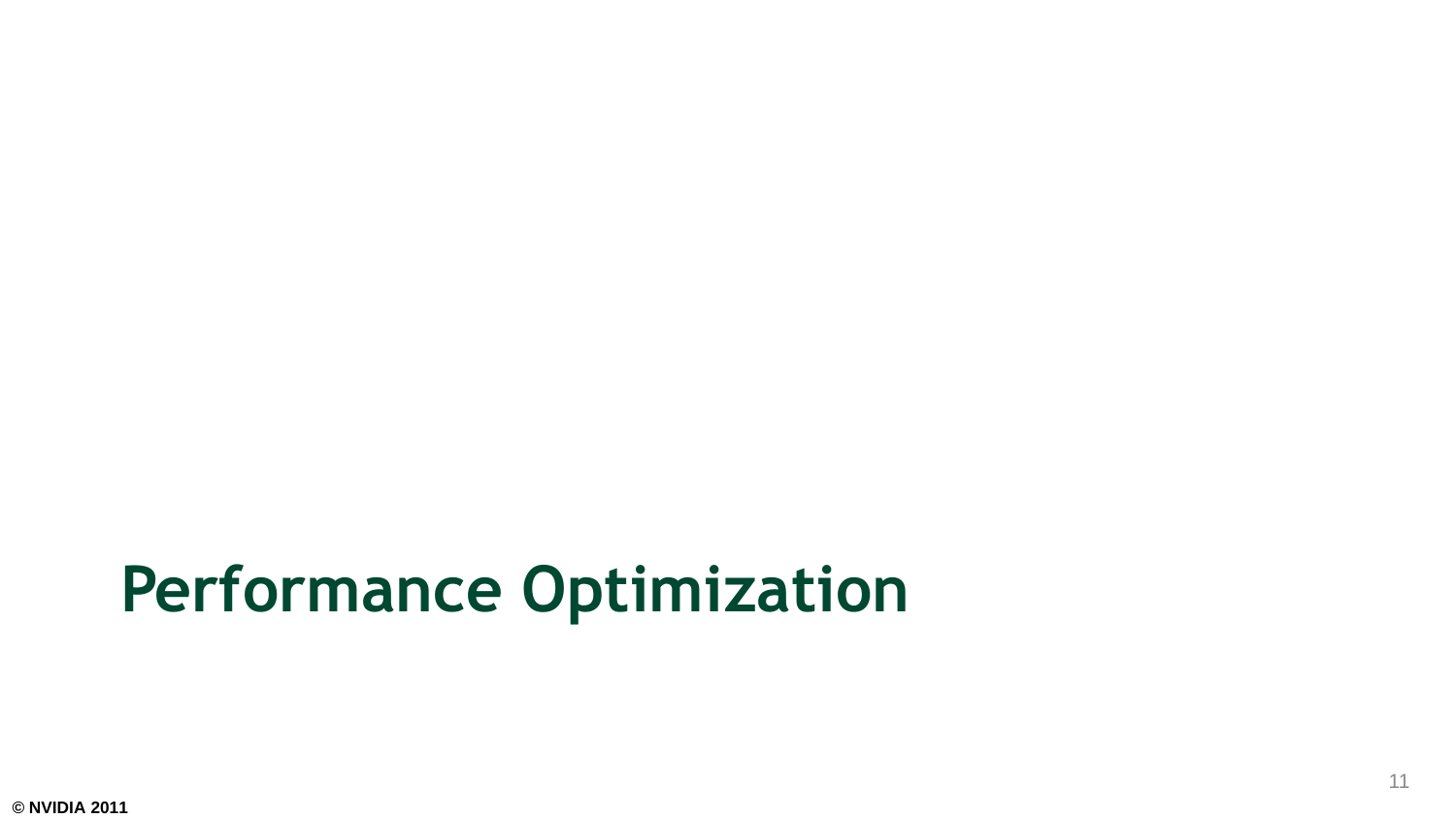# Performance Optimization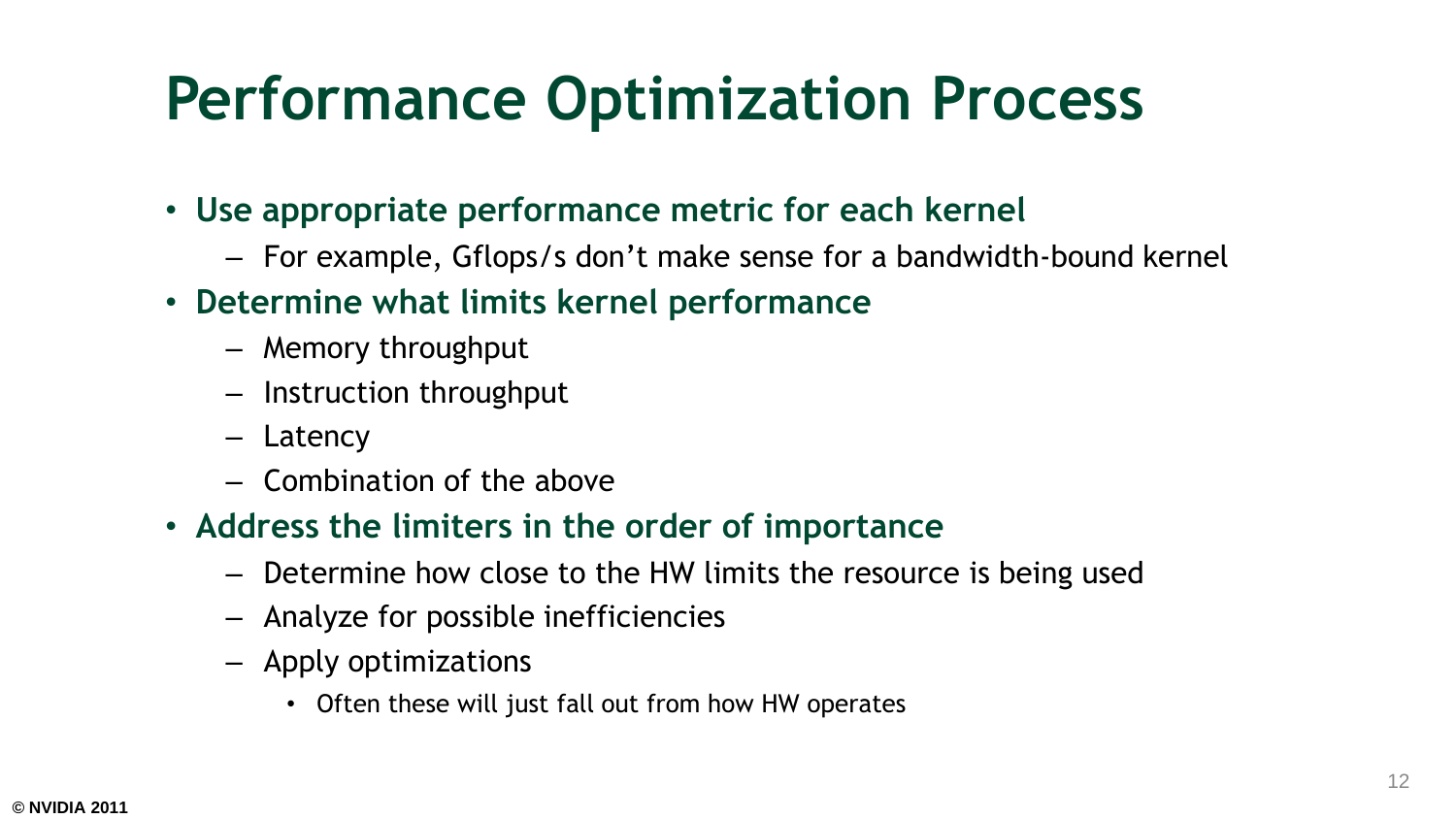# Performance Optimization Process

- **Use appropriate performance metric for each kernel**
  - For example, Gflops/s don't make sense for a bandwidth-bound kernel
- **Determine what limits kernel performance**
  - Memory throughput
  - Instruction throughput
  - Latency
  - Combination of the above
- **Address the limiters in the order of importance**
  - Determine how close to the HW limits the resource is being used
  - Analyze for possible inefficiencies
  - Apply optimizations
    - Often these will just fall out from how HW operates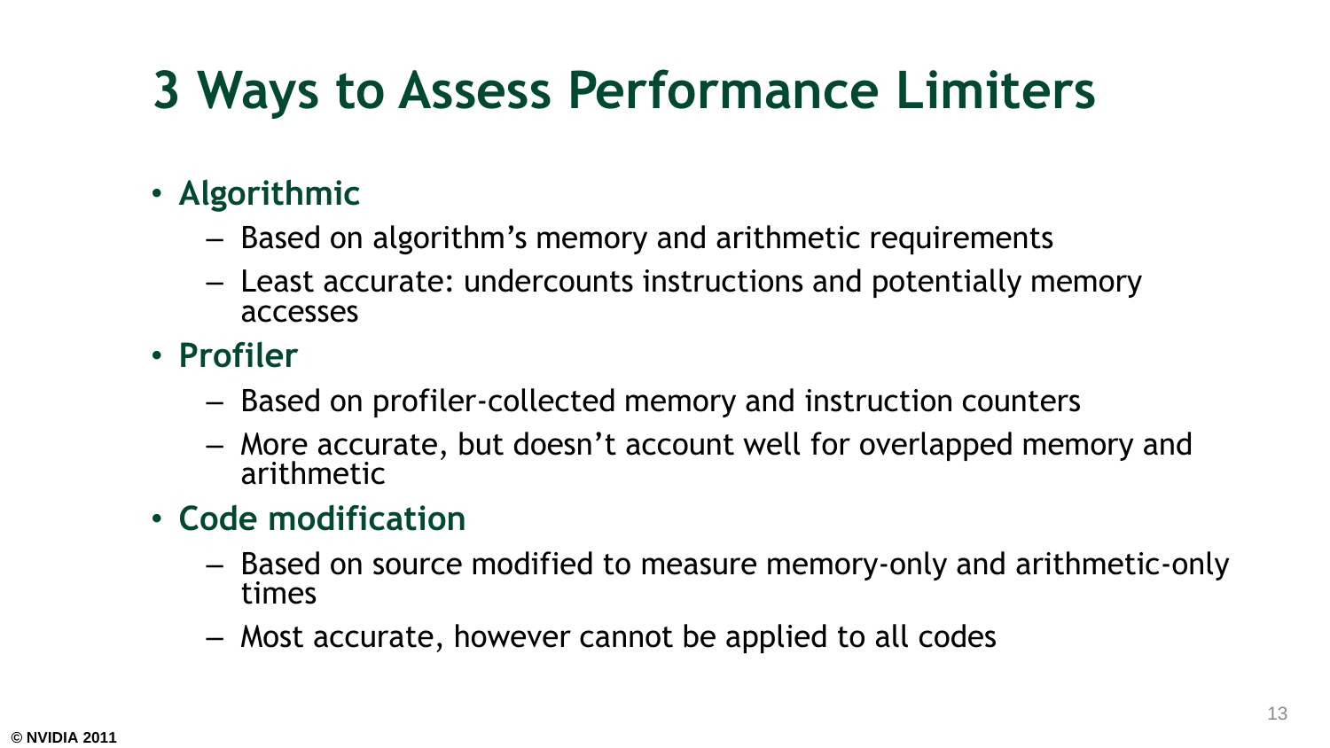# 3 Ways to Assess Performance Limiters

- **Algorithmic**
  - Based on algorithm’s memory and arithmetic requirements
  - Least accurate: undercounts instructions and potentially memory accesses
- **Profiler**
  - Based on profiler-collected memory and instruction counters
  - More accurate, but doesn’t account well for overlapped memory and arithmetic
- **Code modification**
  - Based on source modified to measure memory-only and arithmetic-only times
  - Most accurate, however cannot be applied to all codes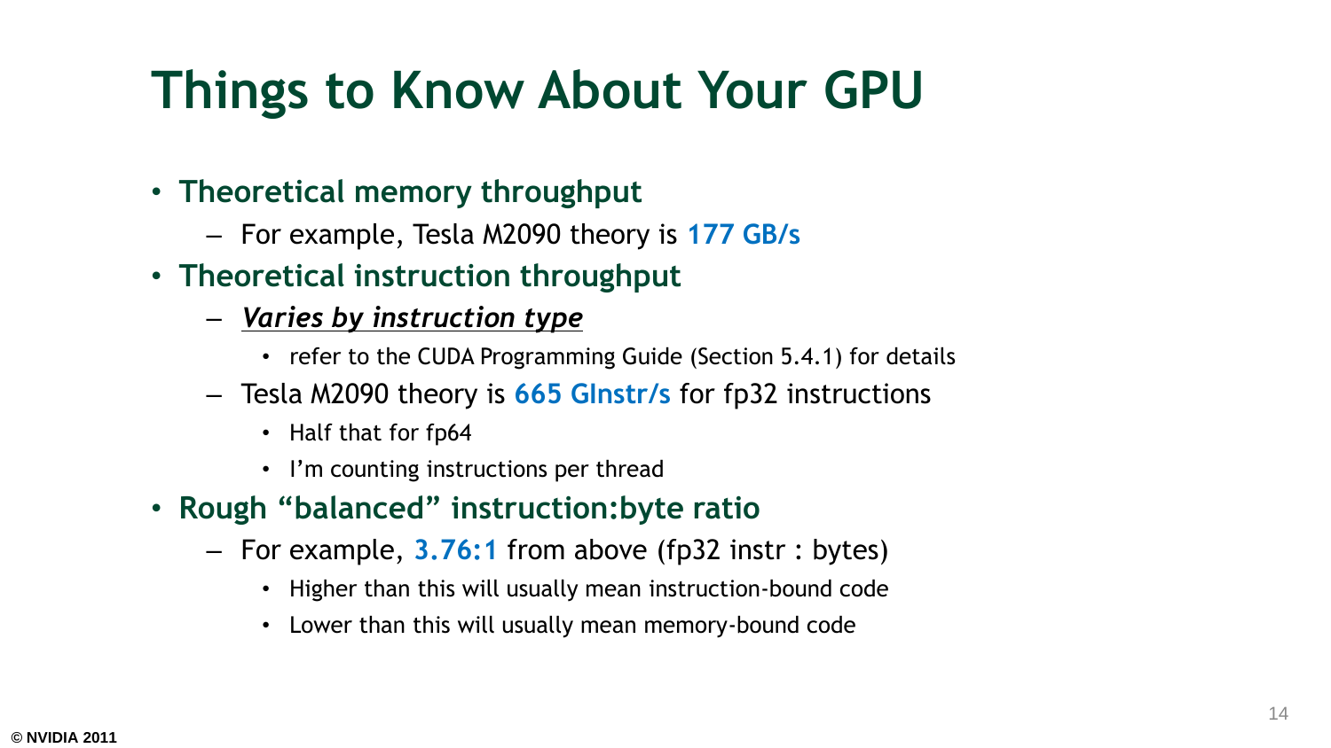# Things to Know About Your GPU

- **Theoretical memory throughput**
  - For example, Tesla M2090 theory is **177 GB/s**
- **Theoretical instruction throughput**
  - ***Varies by instruction type***
    - refer to the CUDA Programming Guide (Section 5.4.1) for details
  - Tesla M2090 theory is **665 GInstr/s** for fp32 instructions
    - Half that for fp64
    - I'm counting instructions per thread
- **Rough "balanced" instruction:byte ratio**
  - For example, **3.76:1** from above (fp32 instr : bytes)
    - Higher than this will usually mean instruction-bound code
    - Lower than this will usually mean memory-bound code

© NVIDIA 2011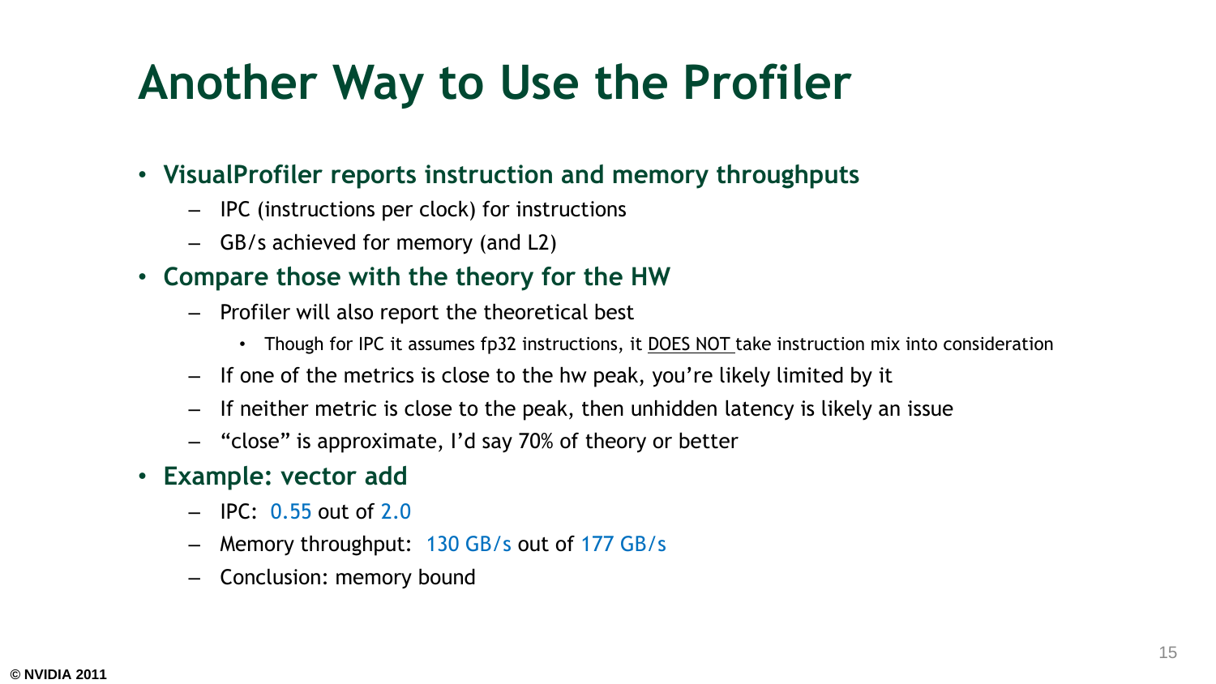# Another Way to Use the Profiler

- **VisualProfiler reports instruction and memory throughputs**
  - IPC (instructions per clock) for instructions
  - GB/s achieved for memory (and L2)
- **Compare those with the theory for the HW**
  - Profiler will also report the theoretical best
    - Though for IPC it assumes fp32 instructions, it DOES NOT take instruction mix into consideration
  - If one of the metrics is close to the hw peak, you're likely limited by it
  - If neither metric is close to the peak, then unhidden latency is likely an issue
  - "close" is approximate, I'd say 70% of theory or better
- **Example: vector add**
  - IPC: 0.55 out of 2.0
  - Memory throughput: 130 GB/s out of 177 GB/s
  - Conclusion: memory bound

© NVIDIA 2011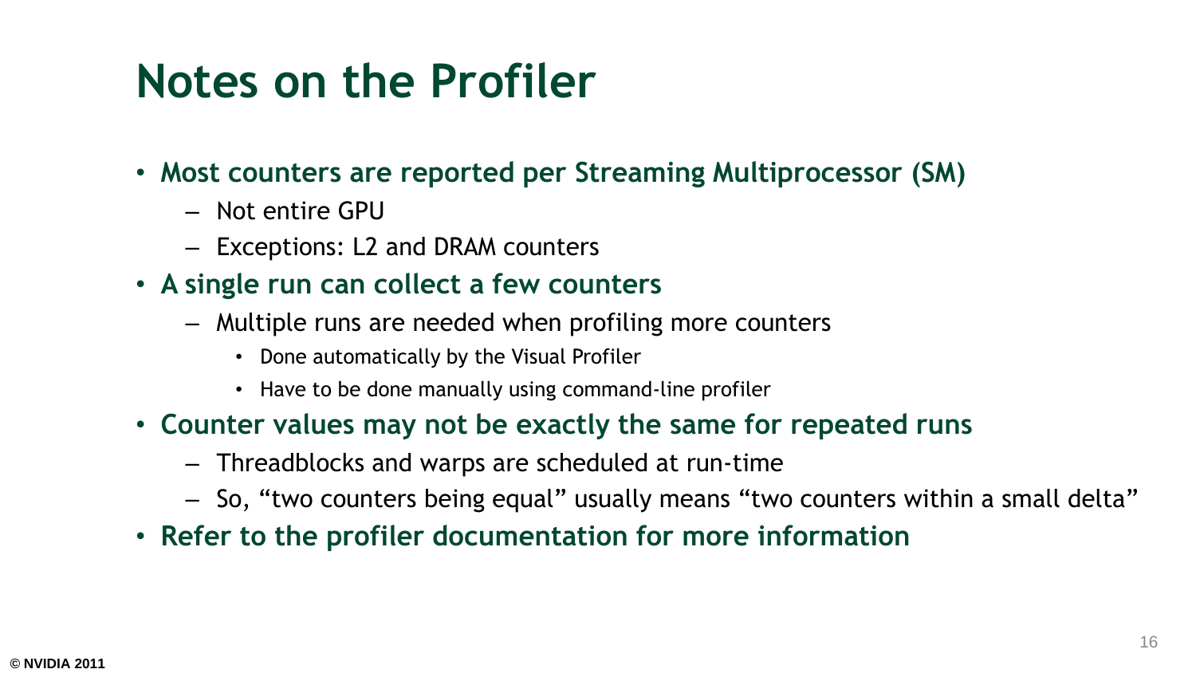# Notes on the Profiler

- **Most counters are reported per Streaming Multiprocessor (SM)**
  - Not entire GPU
  - Exceptions: L2 and DRAM counters
- **A single run can collect a few counters**
  - Multiple runs are needed when profiling more counters
    - Done automatically by the Visual Profiler
    - Have to be done manually using command-line profiler
- **Counter values may not be exactly the same for repeated runs**
  - Threadblocks and warps are scheduled at run-time
  - So, “two counters being equal” usually means “two counters within a small delta”
- **Refer to the profiler documentation for more information**

© NVIDIA 2011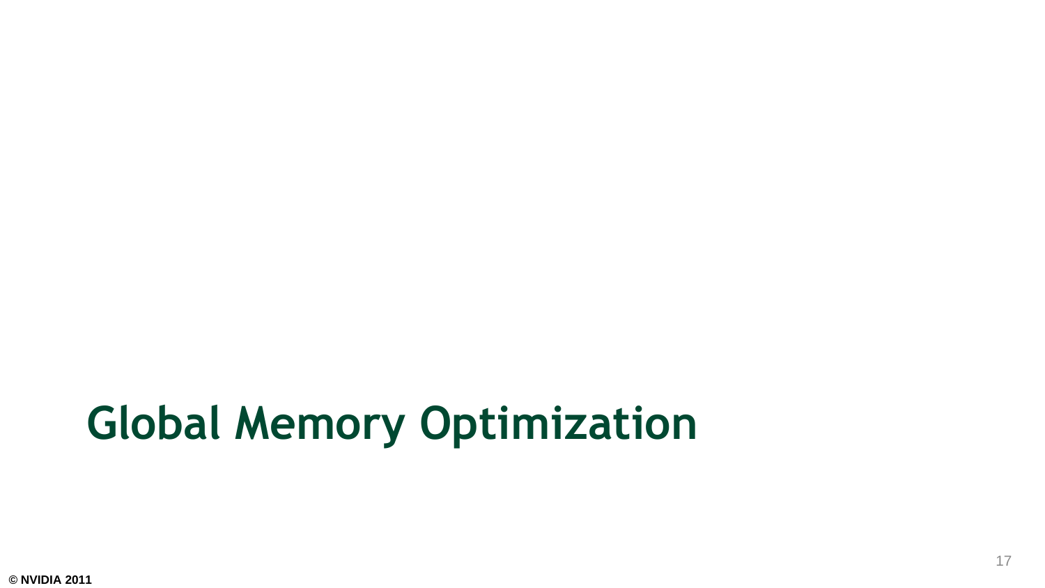# Global Memory Optimization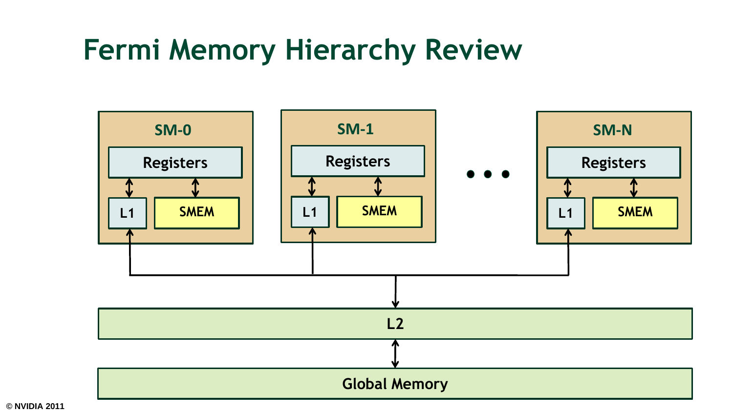# Fermi Memory Hierarchy Review

SM-0

Registers

L1

SMEM

SM-1

Registers

L1

SMEM

• • •

SM-N

Registers

L1

SMEM

L2

Global Memory

© NVIDIA 2011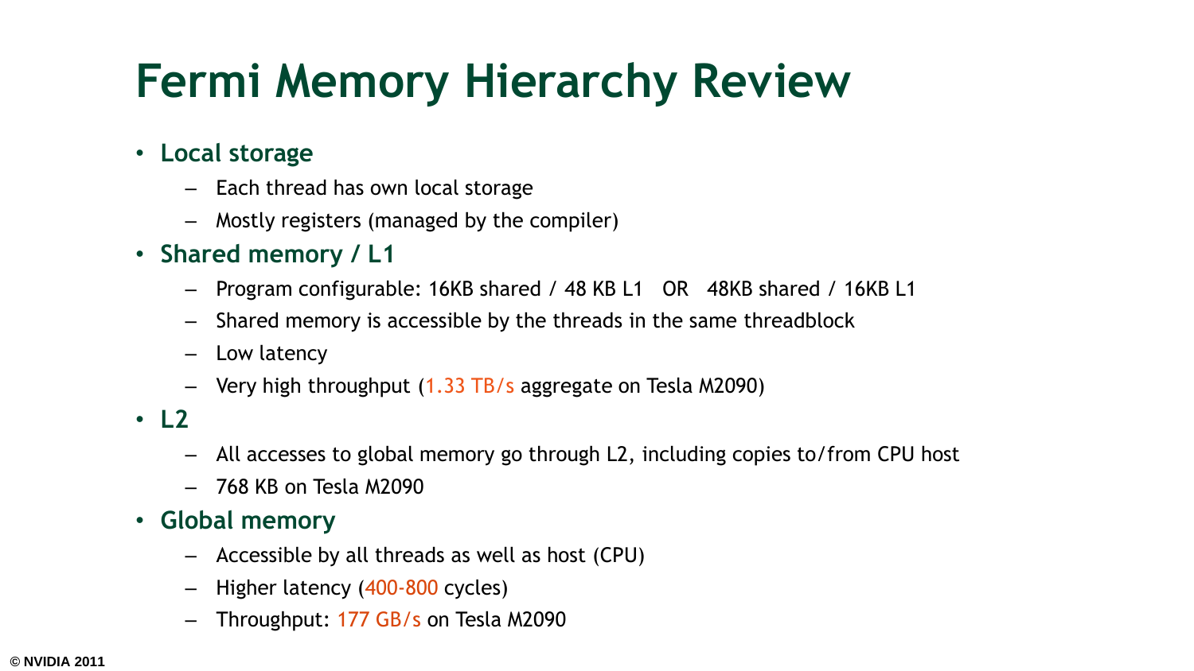# Fermi Memory Hierarchy Review

- **Local storage**
  - Each thread has own local storage
  - Mostly registers (managed by the compiler)
- **Shared memory / L1**
  - Program configurable: 16KB shared / 48 KB L1 OR 48KB shared / 16KB L1
  - Shared memory is accessible by the threads in the same threadblock
  - Low latency
  - Very high throughput (1.33 TB/s aggregate on Tesla M2090)
- **L2**
  - All accesses to global memory go through L2, including copies to/from CPU host
  - 768 KB on Tesla M2090
- **Global memory**
  - Accessible by all threads as well as host (CPU)
  - Higher latency (400-800 cycles)
  - Throughput: 177 GB/s on Tesla M2090

© NVIDIA 2011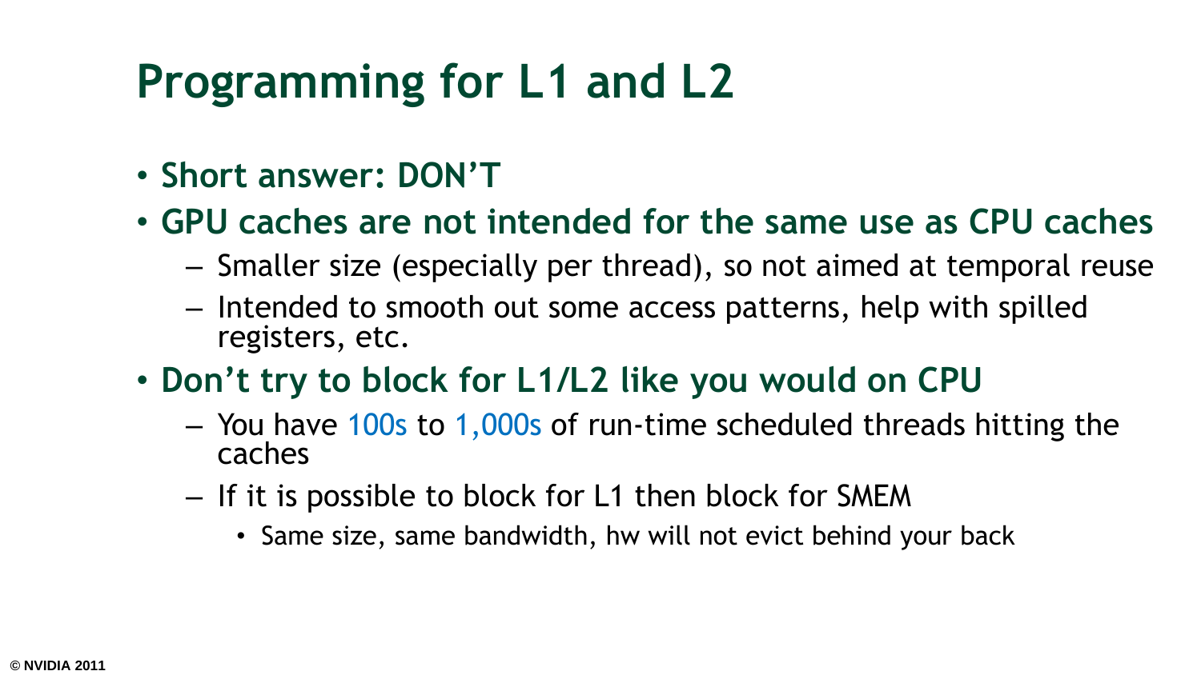# Programming for L1 and L2

- **Short answer: DON'T**
- **GPU caches are not intended for the same use as CPU caches**
  - Smaller size (especially per thread), so not aimed at temporal reuse
  - Intended to smooth out some access patterns, help with spilled registers, etc.
- **Don't try to block for L1/L2 like you would on CPU**
  - You have 100s to 1,000s of run-time scheduled threads hitting the caches
  - If it is possible to block for L1 then block for SMEM
    - Same size, same bandwidth, hw will not evict behind your back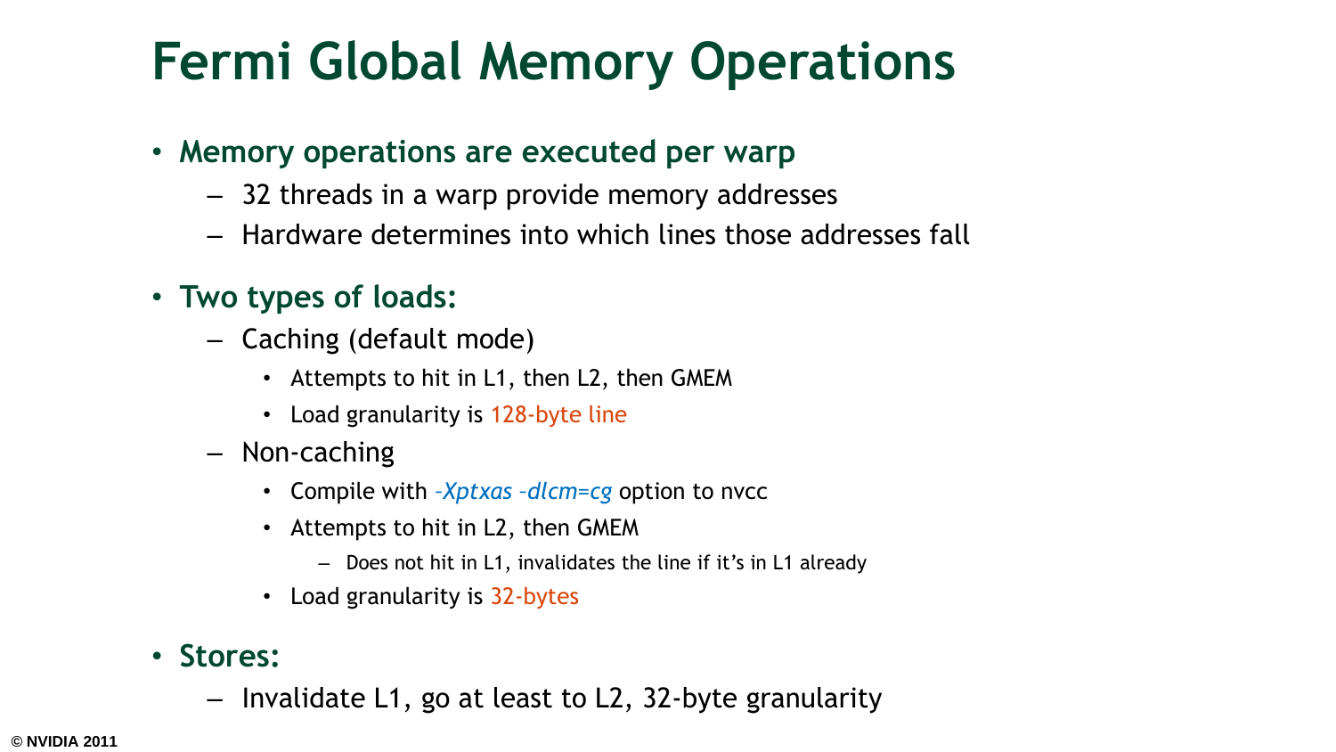# Fermi Global Memory Operations

- **Memory operations are executed per warp**
  - 32 threads in a warp provide memory addresses
  - Hardware determines into which lines those addresses fall
- **Two types of loads:**
  - Caching (default mode)
    - Attempts to hit in L1, then L2, then GMEM
    - Load granularity is 128-byte line
  - Non-caching
    - Compile with *-Xptxas -dlcm=cg* option to nvcc
    - Attempts to hit in L2, then GMEM
      - Does not hit in L1, invalidates the line if it's in L1 already
    - Load granularity is 32-bytes
- **Stores:**
  - Invalidate L1, go at least to L2, 32-byte granularity

© NVIDIA 2011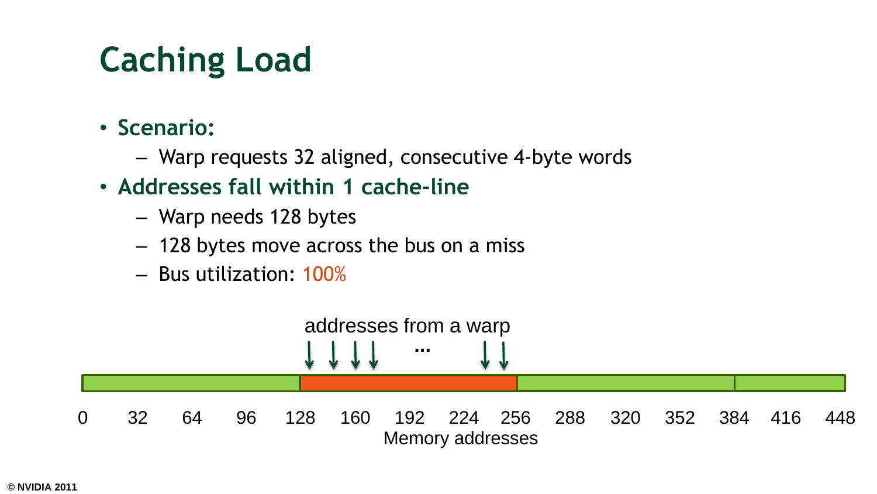# Caching Load

- **Scenario:**
  - Warp requests 32 aligned, consecutive 4-byte words
- **Addresses fall within 1 cache-line**
  - Warp needs 128 bytes
  - 128 bytes move across the bus on a miss
  - Bus utilization: 100%

addresses from a warp

...

0 32 64 96 128 160 192 224 256 288 320 352 384 416 448

Memory addresses

© NVIDIA 2011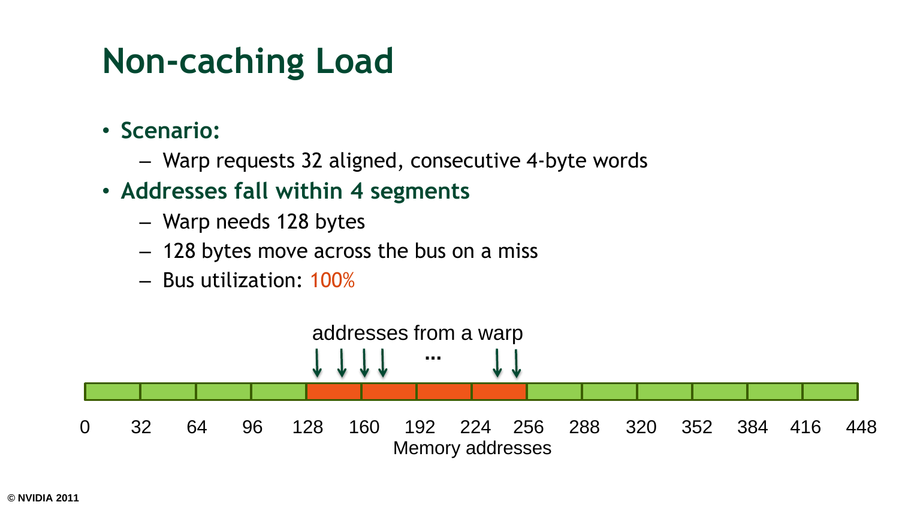# Non-caching Load

- **Scenario:**
  - Warp requests 32 aligned, consecutive 4-byte words
- **Addresses fall within 4 segments**
  - Warp needs 128 bytes
  - 128 bytes move across the bus on a miss
  - Bus utilization: 100%

addresses from a warp

...

0 32 64 96 128 160 192 224 256 288 320 352 384 416 448

Memory addresses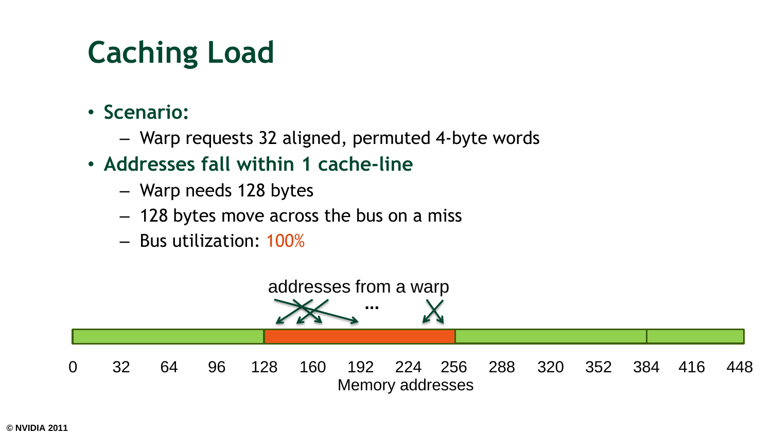# Caching Load

- **Scenario:**
  - Warp requests 32 aligned, permuted 4-byte words
- **Addresses fall within 1 cache-line**
  - Warp needs 128 bytes
  - 128 bytes move across the bus on a miss
  - Bus utilization: 100%

addresses from a warp

...

0 32 64 96 128 160 192 224 256 288 320 352 384 416 448

Memory addresses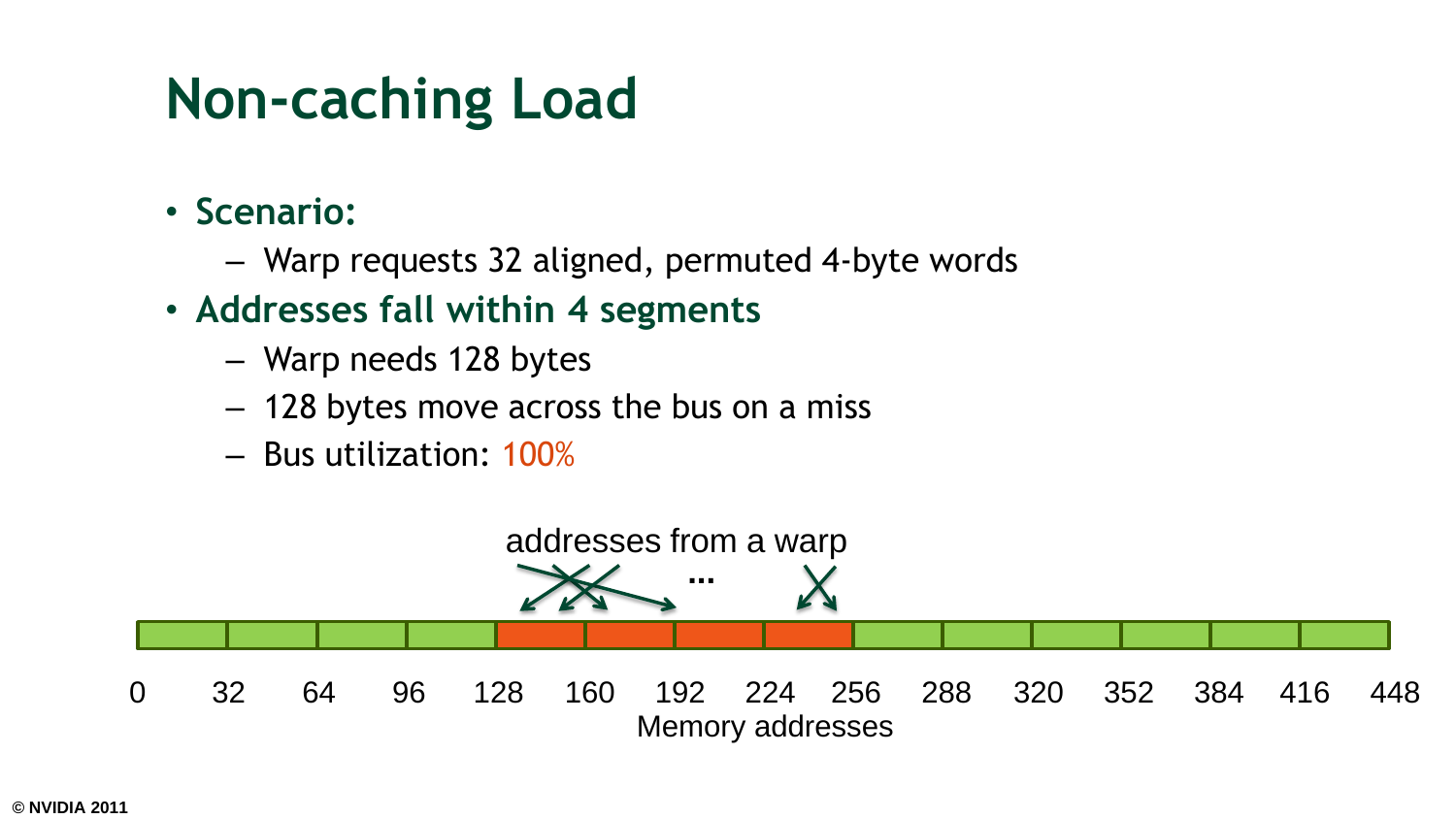# Non-caching Load

- **Scenario:**
  - Warp requests 32 aligned, permuted 4-byte words
- **Addresses fall within 4 segments**
  - Warp needs 128 bytes
  - 128 bytes move across the bus on a miss
  - Bus utilization: 100%

addresses from a warp

...

0 32 64 96 128 160 192 224 256 288 320 352 384 416 448

Memory addresses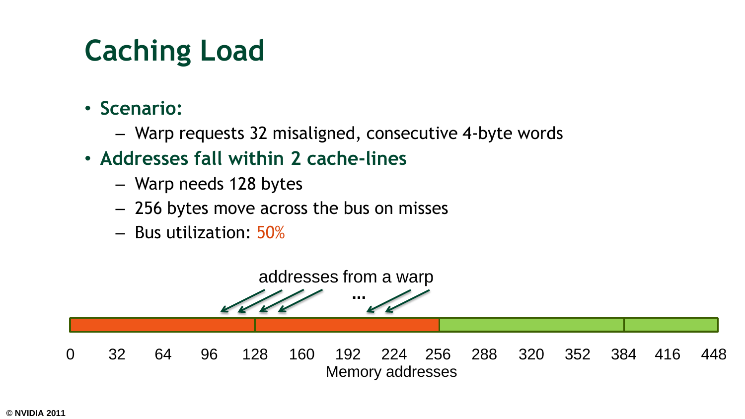# Caching Load

- **Scenario:**
  - Warp requests 32 misaligned, consecutive 4-byte words
- **Addresses fall within 2 cache-lines**
  - Warp needs 128 bytes
  - 256 bytes move across the bus on misses
  - Bus utilization: 50%

addresses from a warp

...

0 32 64 96 128 160 192 224 256 288 320 352 384 416 448

Memory addresses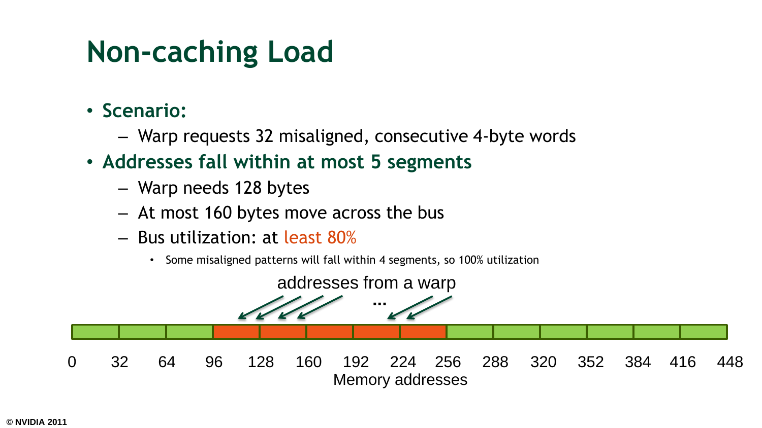# Non-caching Load

- **Scenario:**
  - Warp requests 32 misaligned, consecutive 4-byte words
- **Addresses fall within at most 5 segments**
  - Warp needs 128 bytes
  - At most 160 bytes move across the bus
  - Bus utilization: at least 80%
    - Some misaligned patterns will fall within 4 segments, so 100% utilization

addresses from a warp

...

0 32 64 96 128 160 192 224 256 288 320 352 384 416 448

Memory addresses

© NVIDIA 2011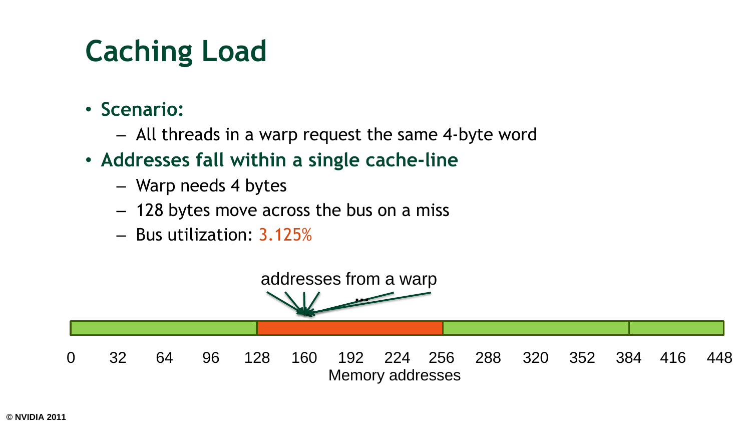# Caching Load

- **Scenario:**
  - All threads in a warp request the same 4-byte word
- **Addresses fall within a single cache-line**
  - Warp needs 4 bytes
  - 128 bytes move across the bus on a miss
  - Bus utilization: 3.125%

addresses from a warp

...

0 32 64 96 128 160 192 224 256 288 320 352 384 416 448

Memory addresses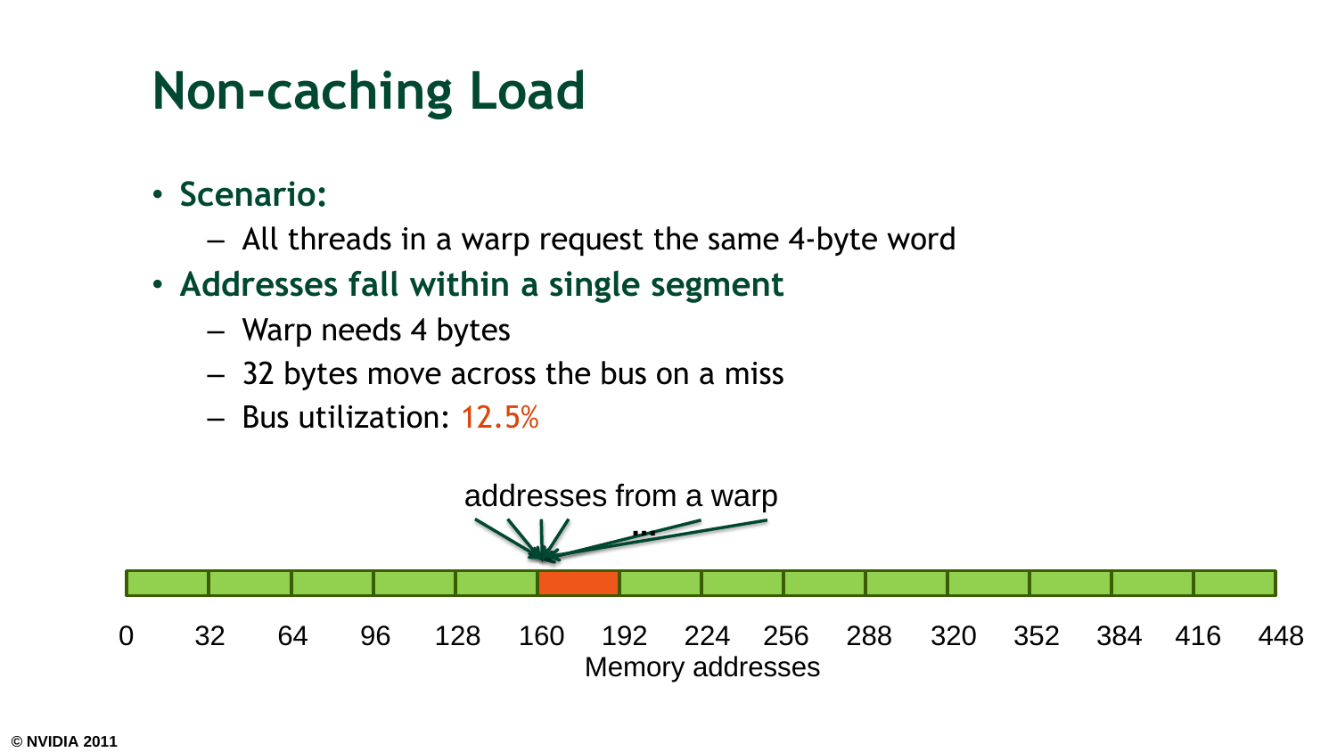# Non-caching Load

- **Scenario:**
  - All threads in a warp request the same 4-byte word
- **Addresses fall within a single segment**
  - Warp needs 4 bytes
  - 32 bytes move across the bus on a miss
  - Bus utilization: 12.5%

addresses from a warp

...

0 32 64 96 128 160 192 224 256 288 320 352 384 416 448

Memory addresses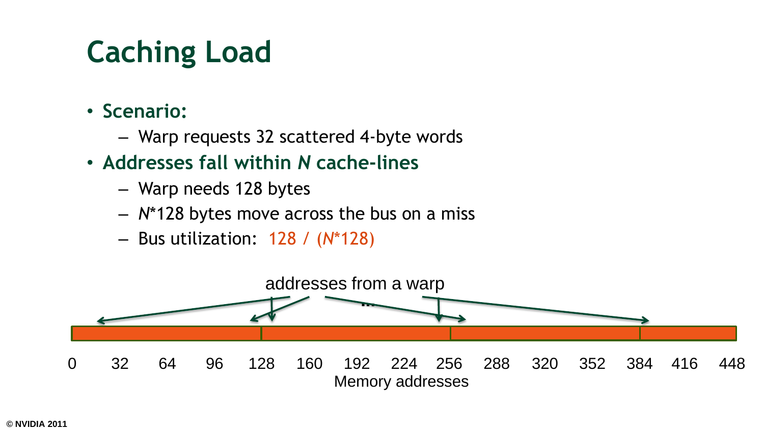# Caching Load

- **Scenario:**
  - Warp requests 32 scattered 4-byte words
- **Addresses fall within *N* cache-lines**
  - Warp needs 128 bytes
  - *N**128 bytes move across the bus on a miss
  - Bus utilization: 128 / (*N**128)

addresses from a warp

...

0 32 64 96 128 160 192 224 256 288 320 352 384 416 448

Memory addresses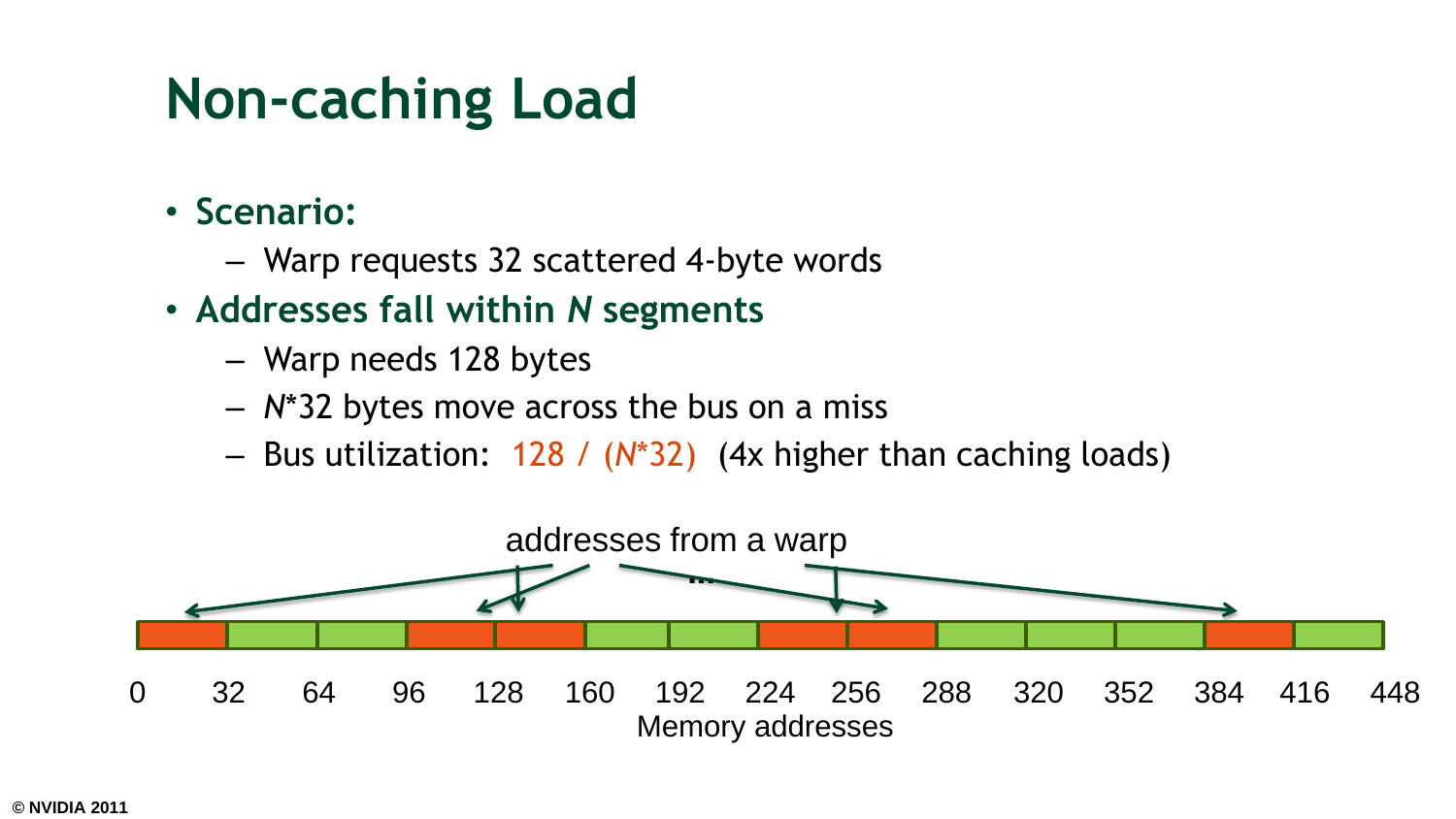# Non-caching Load

- **Scenario:**
  - Warp requests 32 scattered 4-byte words
- **Addresses fall within *N* segments**
  - Warp needs 128 bytes
  - *N*\*32 bytes move across the bus on a miss
  - Bus utilization: 128 / (*N*\*32) (4x higher than caching loads)

addresses from a warp

...

0 32 64 96 128 160 192 224 256 288 320 352 384 416 448

Memory addresses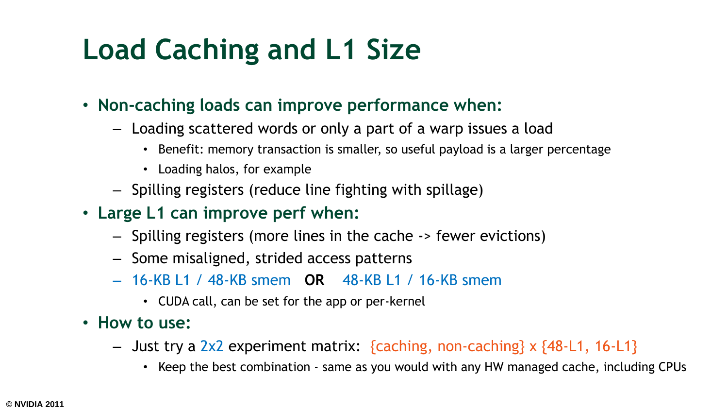# Load Caching and L1 Size

- **Non-caching loads can improve performance when:**
  - Loading scattered words or only a part of a warp issues a load
    - Benefit: memory transaction is smaller, so useful payload is a larger percentage
    - Loading halos, for example
  - Spilling registers (reduce line fighting with spillage)
- **Large L1 can improve perf when:**
  - Spilling registers (more lines in the cache -> fewer evictions)
  - Some misaligned, strided access patterns
  - 16-KB L1 / 48-KB smem **OR** 48-KB L1 / 16-KB smem
    - CUDA call, can be set for the app or per-kernel
- **How to use:**
  - Just try a 2x2 experiment matrix: {caching, non-caching} x {48-L1, 16-L1}
    - Keep the best combination - same as you would with any HW managed cache, including CPUs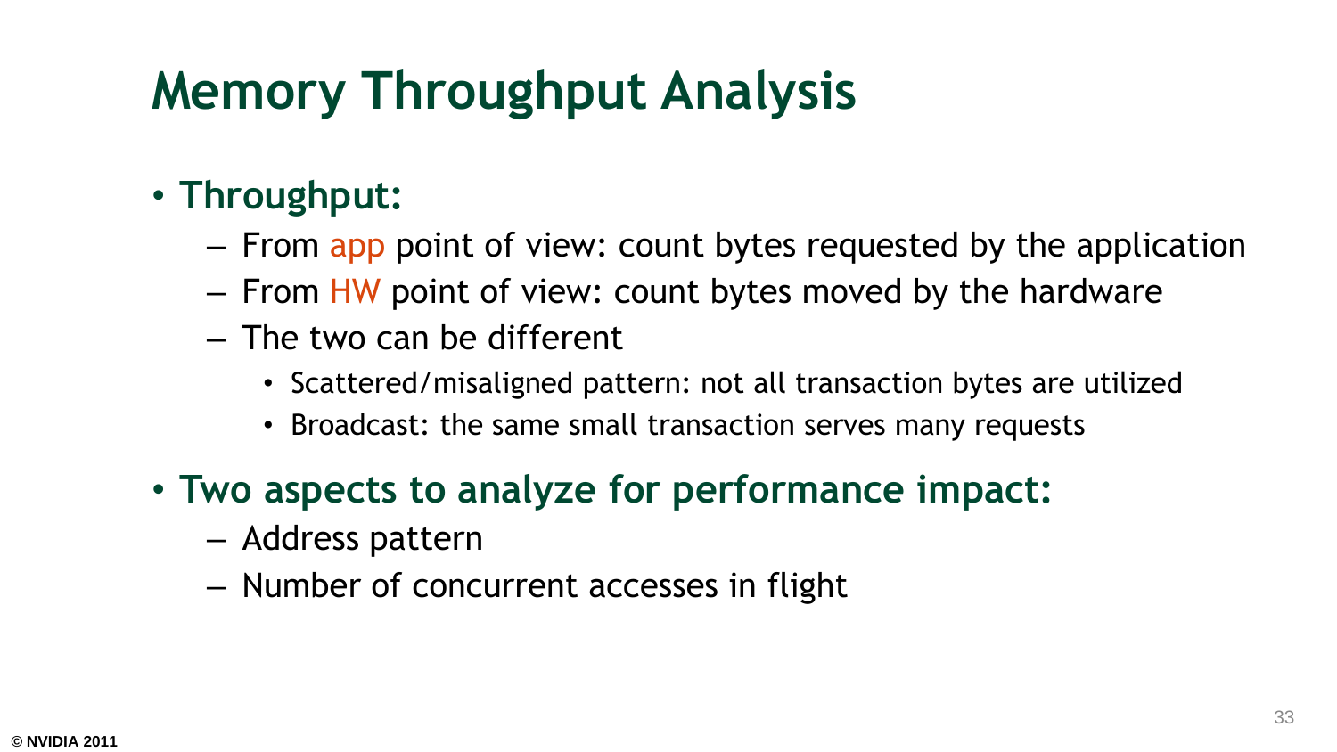# Memory Throughput Analysis

- **Throughput:**
  - From app point of view: count bytes requested by the application
  - From HW point of view: count bytes moved by the hardware
  - The two can be different
    - Scattered/misaligned pattern: not all transaction bytes are utilized
    - Broadcast: the same small transaction serves many requests
- **Two aspects to analyze for performance impact:**
  - Address pattern
  - Number of concurrent accesses in flight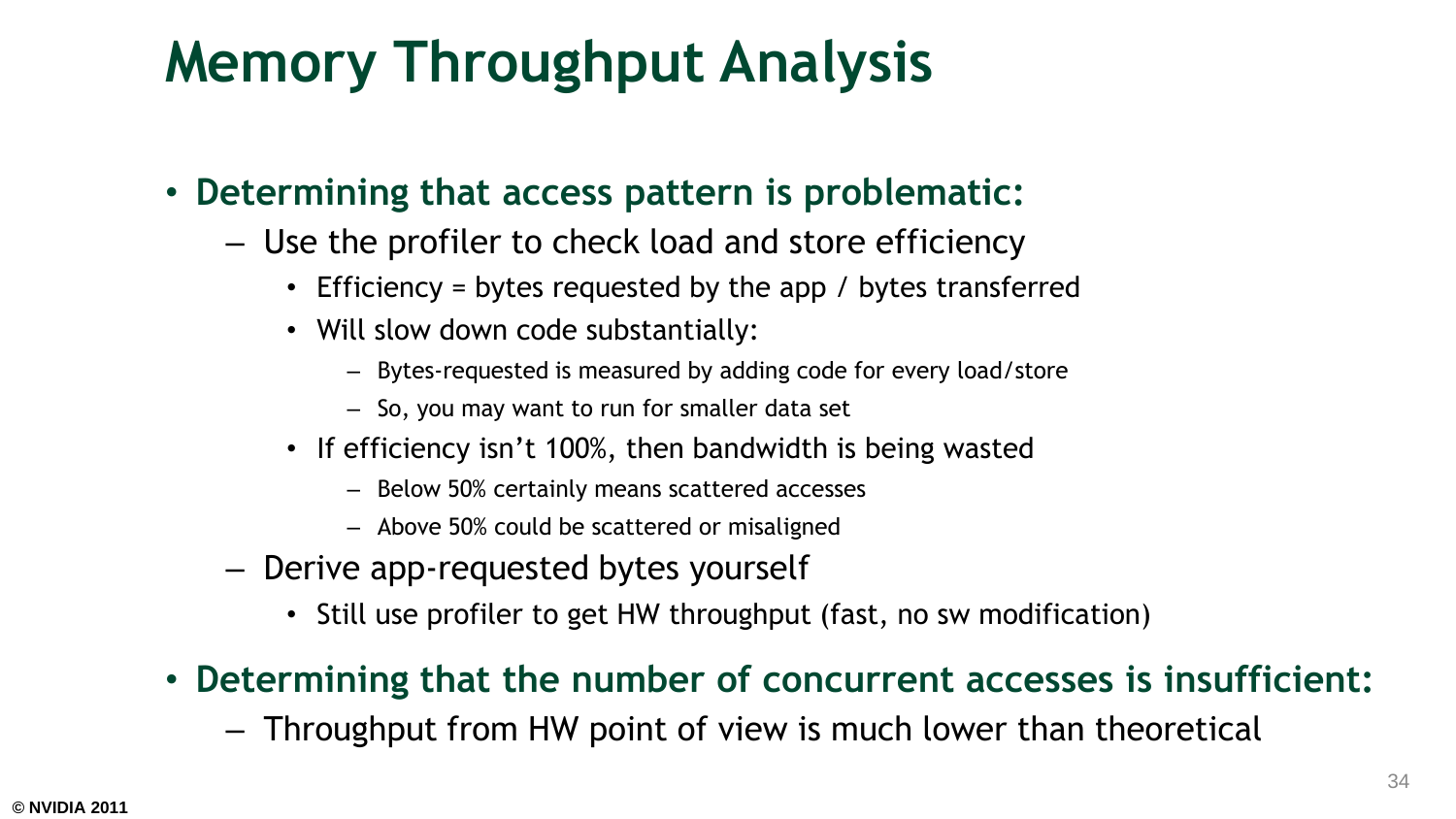# Memory Throughput Analysis

- **Determining that access pattern is problematic:**
  - Use the profiler to check load and store efficiency
    - Efficiency = bytes requested by the app / bytes transferred
    - Will slow down code substantially:
      - Bytes-requested is measured by adding code for every load/store
      - So, you may want to run for smaller data set
    - If efficiency isn't 100%, then bandwidth is being wasted
      - Below 50% certainly means scattered accesses
      - Above 50% could be scattered or misaligned
  - Derive app-requested bytes yourself
    - Still use profiler to get HW throughput (fast, no sw modification)
- **Determining that the number of concurrent accesses is insufficient:**
  - Throughput from HW point of view is much lower than theoretical

© NVIDIA 2011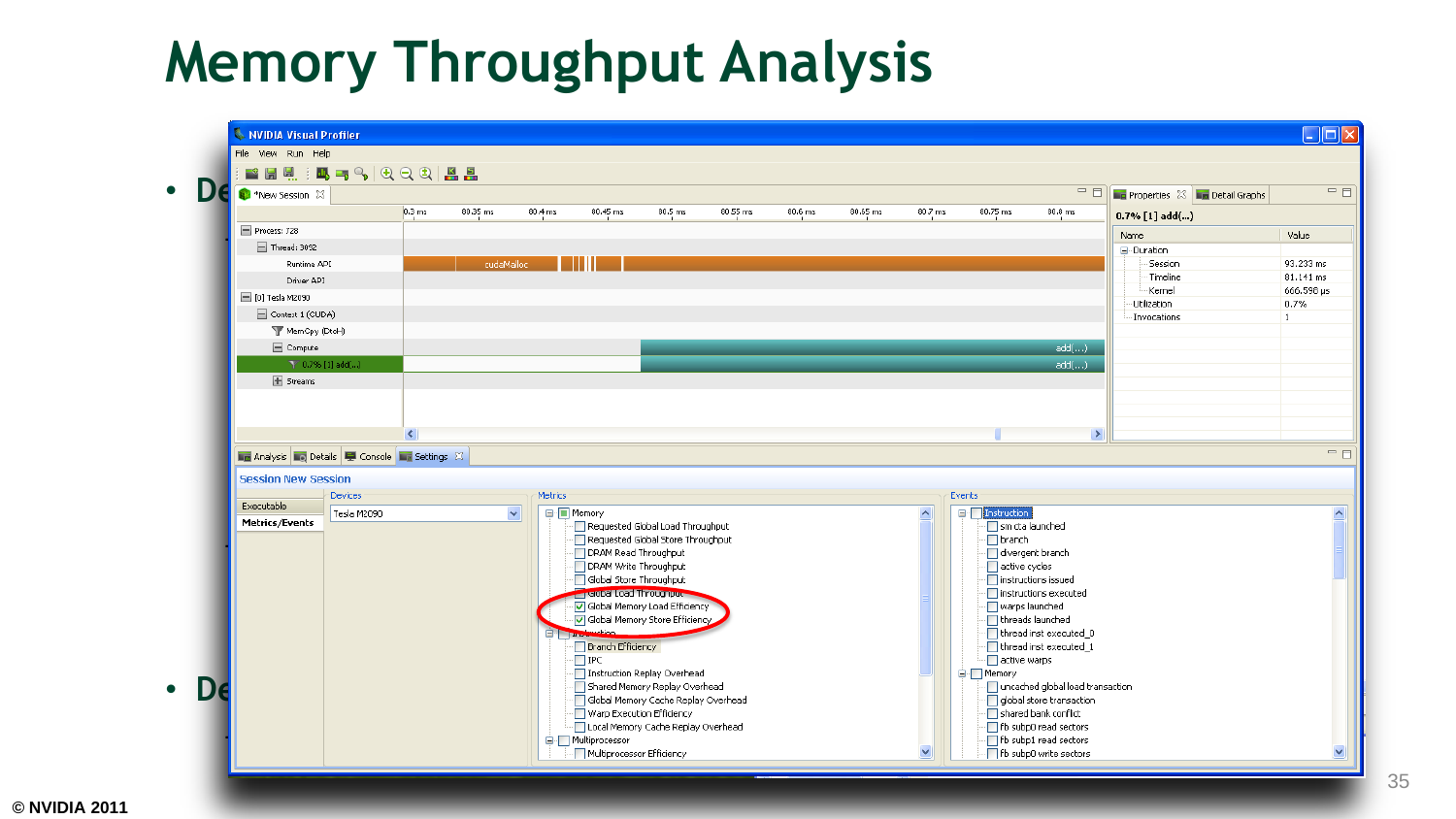# Memory Throughput Analysis

- De
- De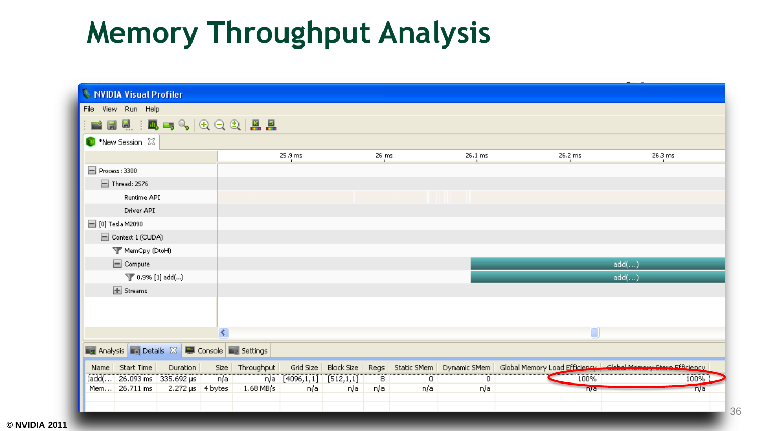# Memory Throughput Analysis

NVIDIA Visual Profiler

File View Run Help

*New Session

| | 25.9 ms | 26 ms | 26.1 ms | 26.2 ms | 26.3 ms |
|---|---|---|---|---|---|

- Process: 3300
  - Thread: 2576
    - Runtime API
    - Driver API
- [0] Tesla M2090
  - Context 1 (CUDA)
    - MemCpy (DtoH)
    - Compute — add(...)
      - 0.9% [1] add(...) — add(...)
    - Streams

Analysis | Details | Console | Settings

| Name | Start Time | Duration | Size | Throughput | Grid Size | Block Size | Regs | Static SMem | Dynamic SMem | Global Memory Load Efficiency | Global Memory Store Efficiency |
|---|---|---|---|---|---|---|---|---|---|---|---|
| add(... | 26.093 ms | 335.692 μs | n/a | n/a | [4096,1,1] | [512,1,1] | 8 | 0 | 0 | 100% | 100% |
| Mem... | 26.711 ms | 2.272 μs | 4 bytes | 1.68 MB/s | n/a | n/a | n/a | n/a | n/a | n/a | n/a |

© NVIDIA 2011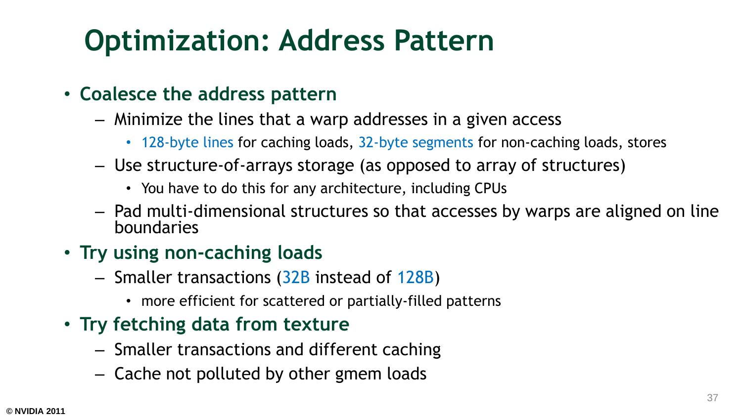# Optimization: Address Pattern

- **Coalesce the address pattern**
  - Minimize the lines that a warp addresses in a given access
    - 128-byte lines for caching loads, 32-byte segments for non-caching loads, stores
  - Use structure-of-arrays storage (as opposed to array of structures)
    - You have to do this for any architecture, including CPUs
  - Pad multi-dimensional structures so that accesses by warps are aligned on line boundaries
- **Try using non-caching loads**
  - Smaller transactions (32B instead of 128B)
    - more efficient for scattered or partially-filled patterns
- **Try fetching data from texture**
  - Smaller transactions and different caching
  - Cache not polluted by other gmem loads

© NVIDIA 2011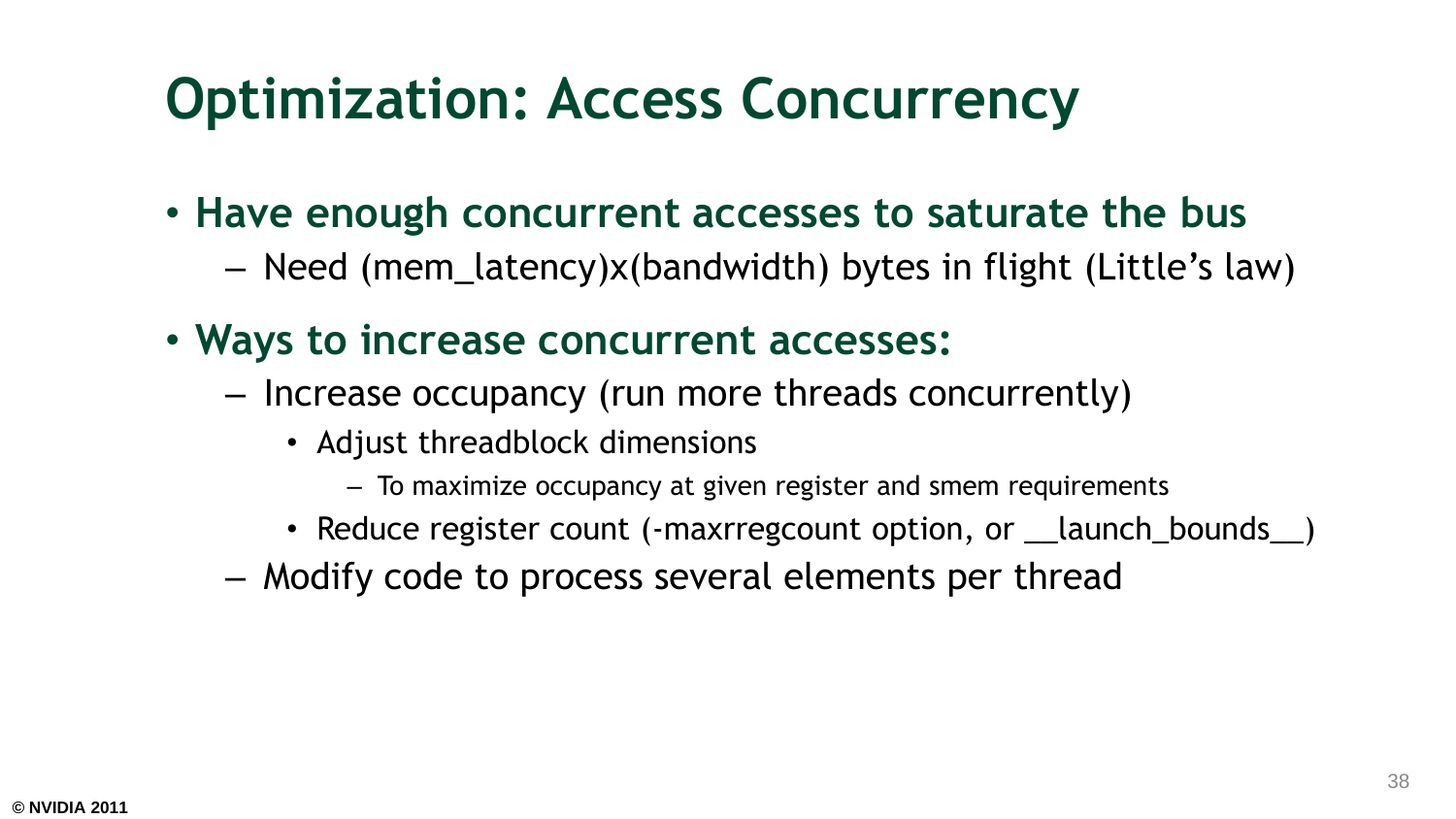# Optimization: Access Concurrency

- **Have enough concurrent accesses to saturate the bus**
  - Need (mem_latency)x(bandwidth) bytes in flight (Little's law)
- **Ways to increase concurrent accesses:**
  - Increase occupancy (run more threads concurrently)
    - Adjust threadblock dimensions
      - To maximize occupancy at given register and smem requirements
    - Reduce register count (-maxrregcount option, or __launch_bounds__)
  - Modify code to process several elements per thread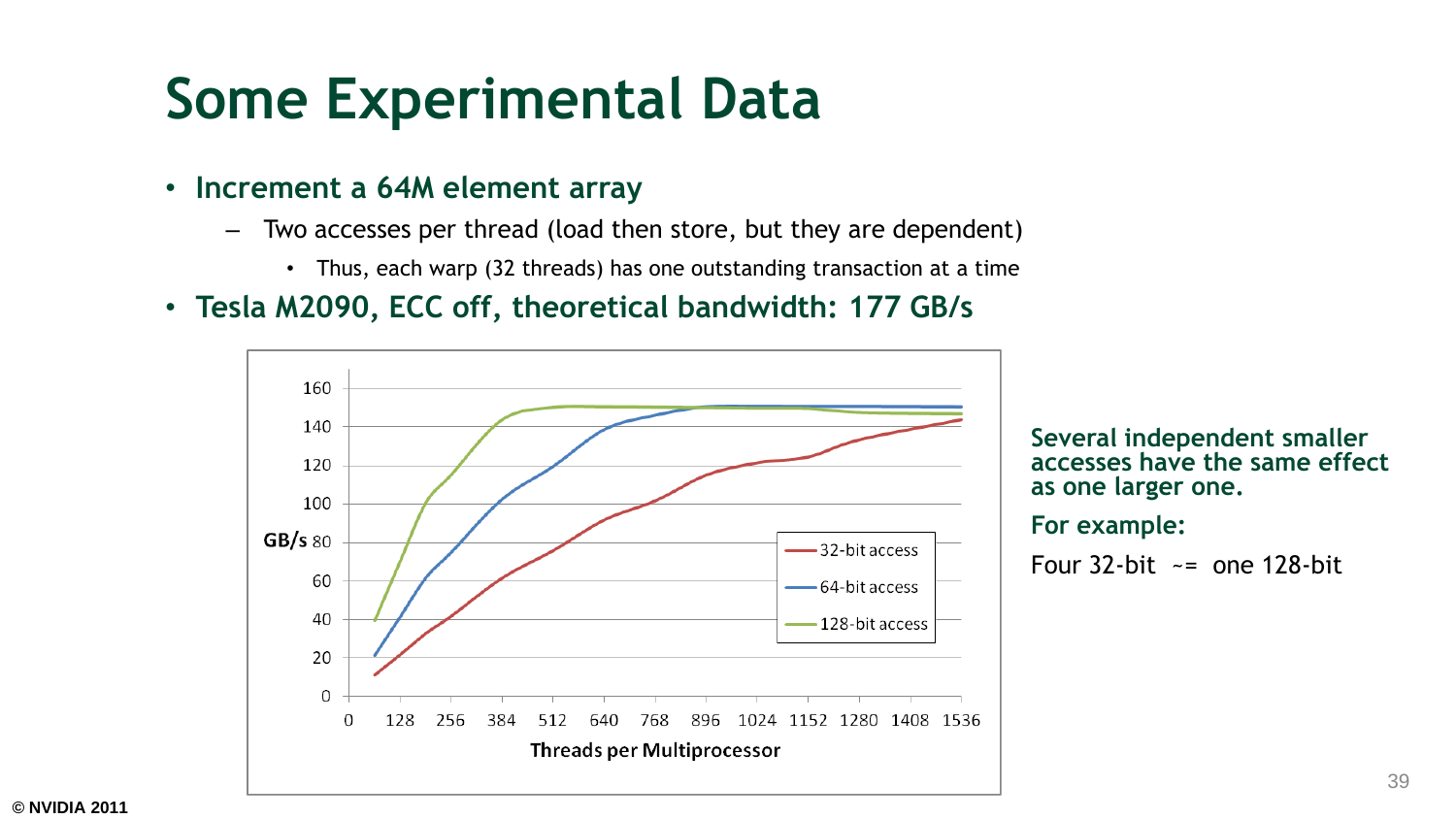# Some Experimental Data

- **Increment a 64M element array**
  - Two accesses per thread (load then store, but they are dependent)
    - Thus, each warp (32 threads) has one outstanding transaction at a time
- **Tesla M2090, ECC off, theoretical bandwidth: 177 GB/s**

**Several independent smaller accesses have the same effect as one larger one.**

**For example:**

Four 32-bit ~= one 128-bit

© NVIDIA 2011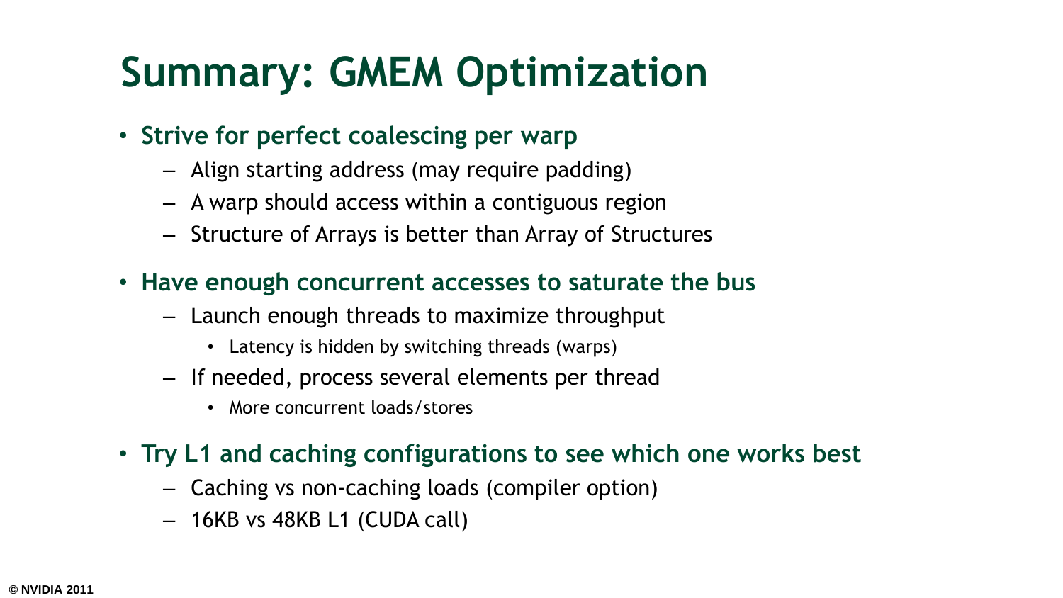# Summary: GMEM Optimization

- **Strive for perfect coalescing per warp**
  - Align starting address (may require padding)
  - A warp should access within a contiguous region
  - Structure of Arrays is better than Array of Structures
- **Have enough concurrent accesses to saturate the bus**
  - Launch enough threads to maximize throughput
    - Latency is hidden by switching threads (warps)
  - If needed, process several elements per thread
    - More concurrent loads/stores
- **Try L1 and caching configurations to see which one works best**
  - Caching vs non-caching loads (compiler option)
  - 16KB vs 48KB L1 (CUDA call)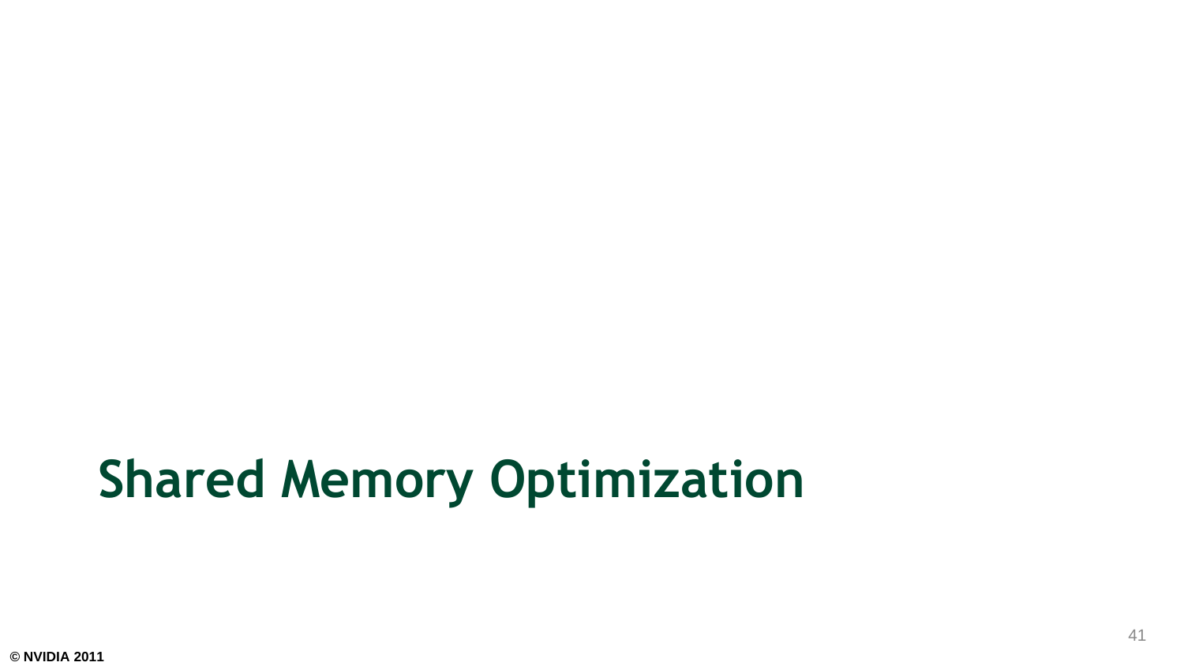# Shared Memory Optimization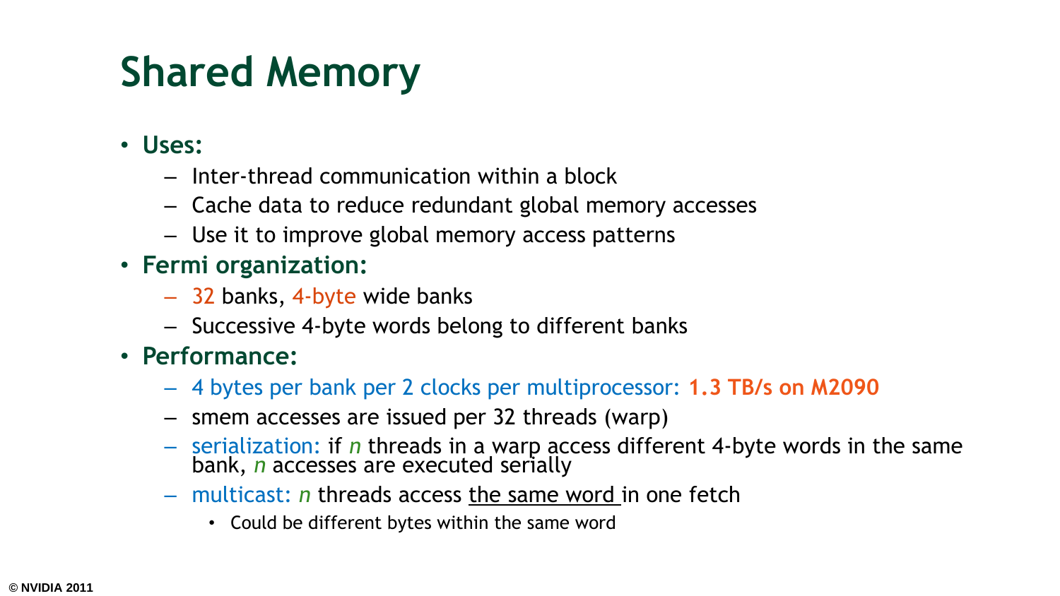# Shared Memory

- **Uses:**
  - Inter-thread communication within a block
  - Cache data to reduce redundant global memory accesses
  - Use it to improve global memory access patterns
- **Fermi organization:**
  - 32 banks, 4-byte wide banks
  - Successive 4-byte words belong to different banks
- **Performance:**
  - 4 bytes per bank per 2 clocks per multiprocessor: **1.3 TB/s on M2090**
  - smem accesses are issued per 32 threads (warp)
  - serialization: if *n* threads in a warp access different 4-byte words in the same bank, *n* accesses are executed serially
  - multicast: *n* threads access the same word in one fetch
    - Could be different bytes within the same word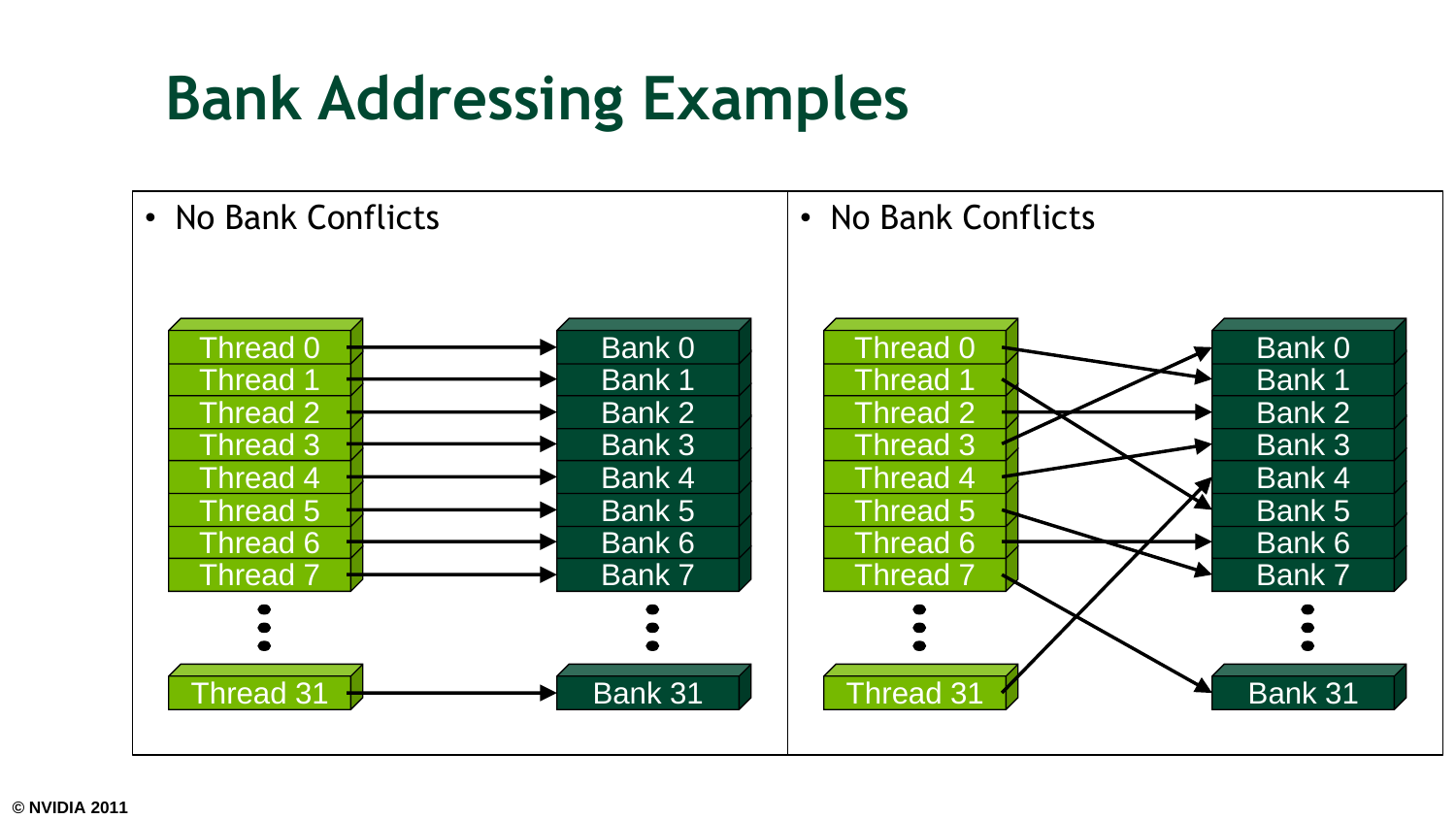# Bank Addressing Examples

- No Bank Conflicts

Thread 0 → Bank 0
Thread 1 → Bank 1
Thread 2 → Bank 2
Thread 3 → Bank 3
Thread 4 → Bank 4
Thread 5 → Bank 5
Thread 6 → Bank 6
Thread 7 → Bank 7
…
Thread 31 → Bank 31

- No Bank Conflicts

Thread 0 → Bank 1
Thread 1 → Bank 5
Thread 2 → Bank 2
Thread 3 → Bank 0
Thread 4 → Bank 3
Thread 5 → Bank 7
Thread 6 → Bank 6
Thread 7 → Bank 31
…
Thread 31 → Bank 4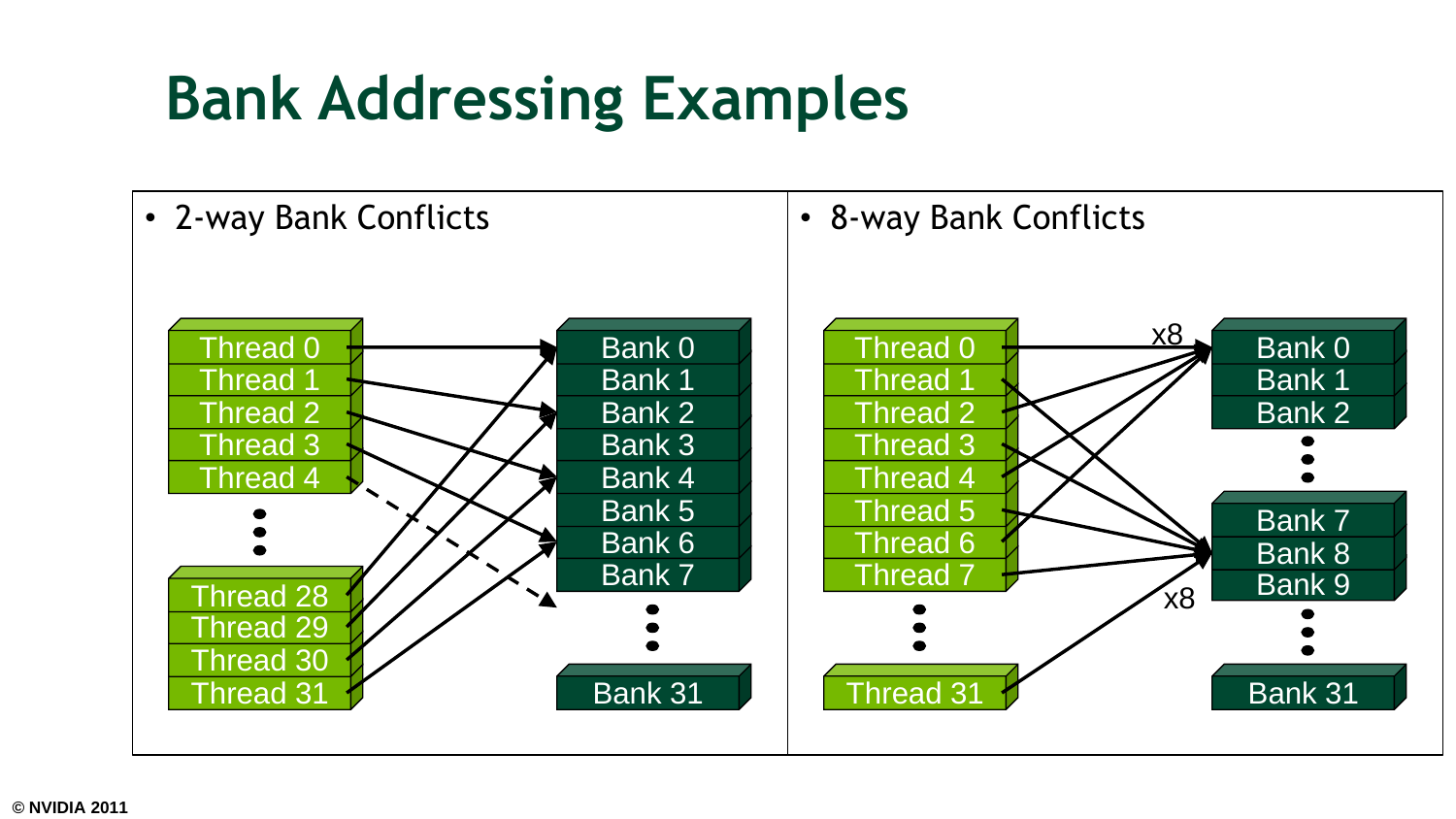# Bank Addressing Examples

- 2-way Bank Conflicts

Thread 0, Thread 1, Thread 2, Thread 3, Thread 4, ..., Thread 28, Thread 29, Thread 30, Thread 31

Bank 0, Bank 1, Bank 2, Bank 3, Bank 4, Bank 5, Bank 6, Bank 7, ..., Bank 31

- 8-way Bank Conflicts

Thread 0, Thread 1, Thread 2, Thread 3, Thread 4, Thread 5, Thread 6, Thread 7, ..., Thread 31

x8

Bank 0, Bank 1, Bank 2, ..., Bank 7, Bank 8, Bank 9, ..., Bank 31

x8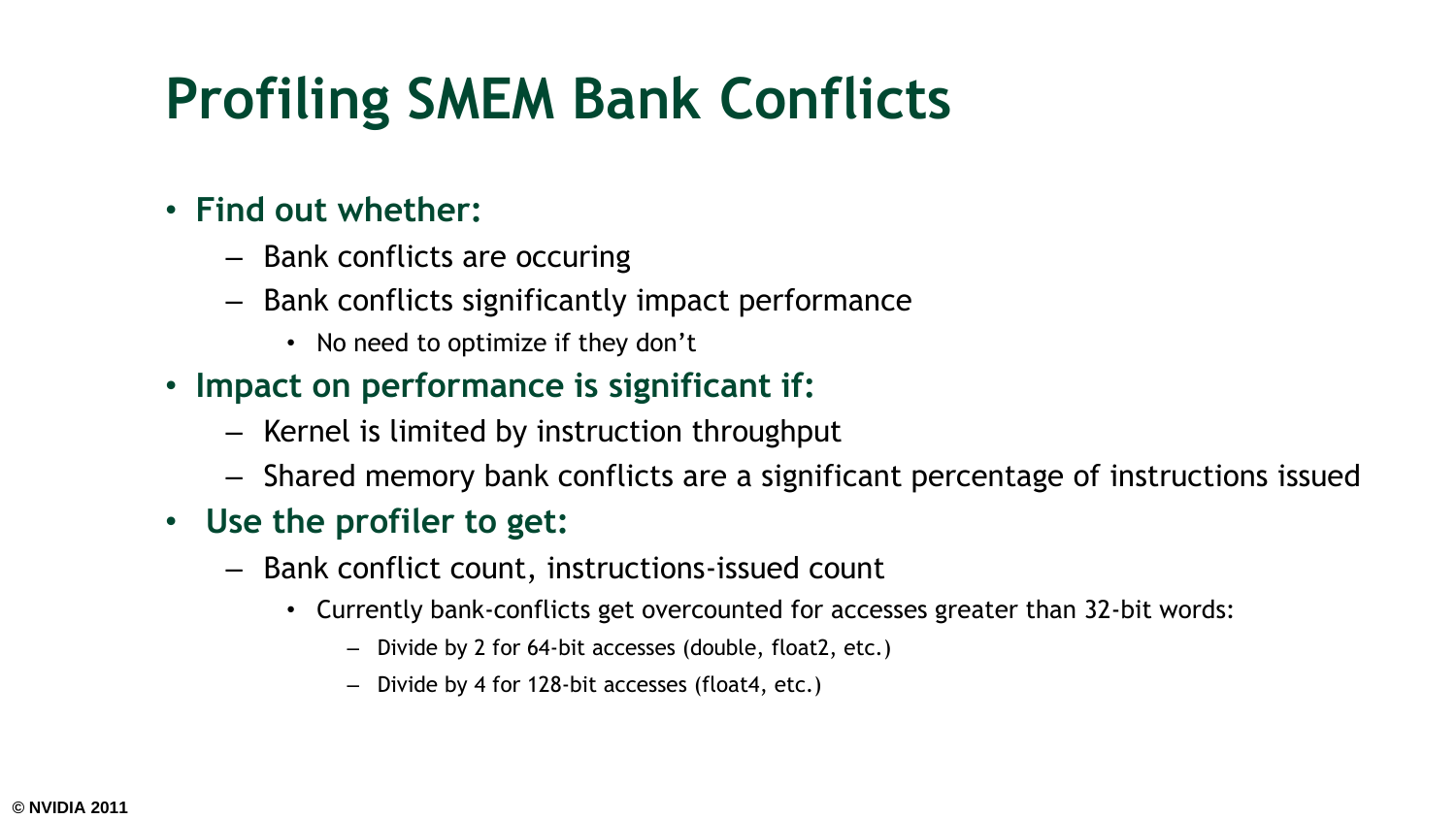# Profiling SMEM Bank Conflicts

- **Find out whether:**
  - Bank conflicts are occuring
  - Bank conflicts significantly impact performance
    - No need to optimize if they don't
- **Impact on performance is significant if:**
  - Kernel is limited by instruction throughput
  - Shared memory bank conflicts are a significant percentage of instructions issued
- **Use the profiler to get:**
  - Bank conflict count, instructions-issued count
    - Currently bank-conflicts get overcounted for accesses greater than 32-bit words:
      - Divide by 2 for 64-bit accesses (double, float2, etc.)
      - Divide by 4 for 128-bit accesses (float4, etc.)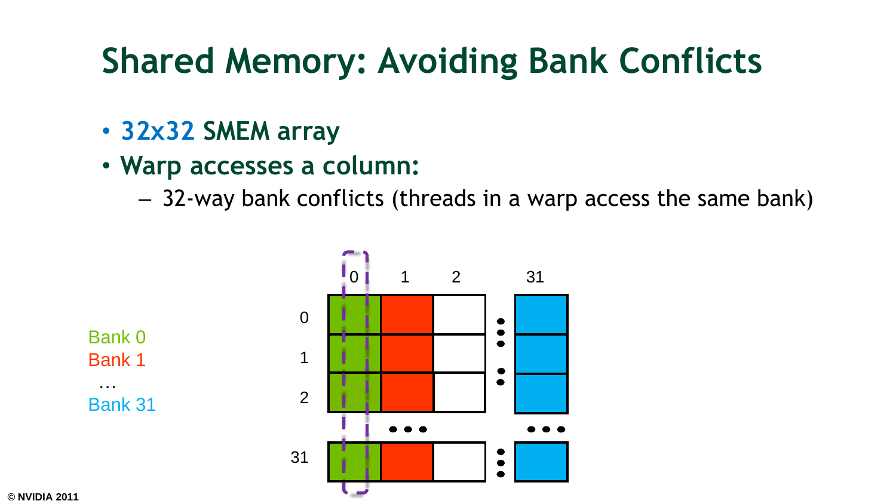# Shared Memory: Avoiding Bank Conflicts

- **32x32** SMEM array
- **Warp accesses a column:**
  - 32-way bank conflicts (threads in a warp access the same bank)

Bank 0
Bank 1
…
Bank 31

|  | 0 | 1 | 2 | … | 31 |
|---|---|---|---|---|---|
| 0 | Bank 0 | Bank 1 | | | Bank 31 |
| 1 | Bank 0 | Bank 1 | | | Bank 31 |
| 2 | Bank 0 | Bank 1 | | | Bank 31 |
| … | | | | | |
| 31 | Bank 0 | Bank 1 | | | Bank 31 |

© NVIDIA 2011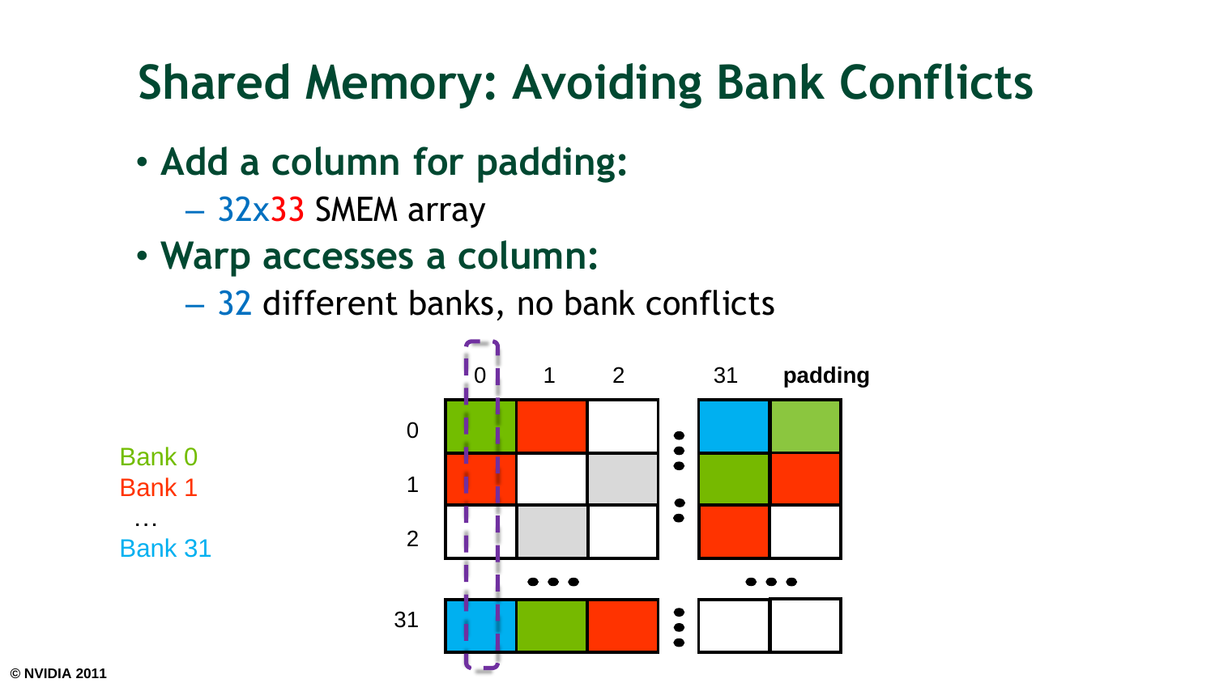# Shared Memory: Avoiding Bank Conflicts

- **Add a column for padding:**
  - 32x33 SMEM array
- **Warp accesses a column:**
  - 32 different banks, no bank conflicts

Bank 0
Bank 1
…
Bank 31

0 1 2 31 padding

0
1
2
31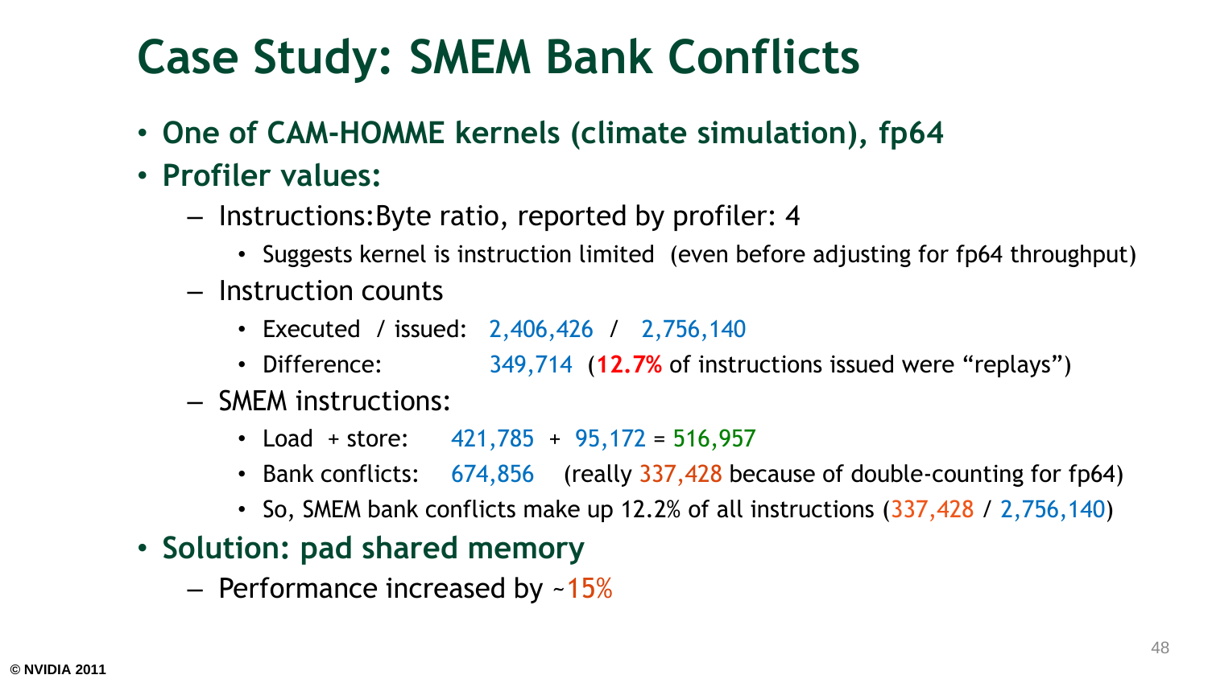# Case Study: SMEM Bank Conflicts

- **One of CAM-HOMME kernels (climate simulation), fp64**
- **Profiler values:**
  - Instructions:Byte ratio, reported by profiler: 4
    - Suggests kernel is instruction limited (even before adjusting for fp64 throughput)
  - Instruction counts
    - Executed / issued: 2,406,426 / 2,756,140
    - Difference: 349,714 (**12.7%** of instructions issued were “replays”)
  - SMEM instructions:
    - Load + store: 421,785 + 95,172 = 516,957
    - Bank conflicts: 674,856 (really 337,428 because of double-counting for fp64)
    - So, SMEM bank conflicts make up 12.2% of all instructions (337,428 / 2,756,140)
- **Solution: pad shared memory**
  - Performance increased by ~15%

© NVIDIA 2011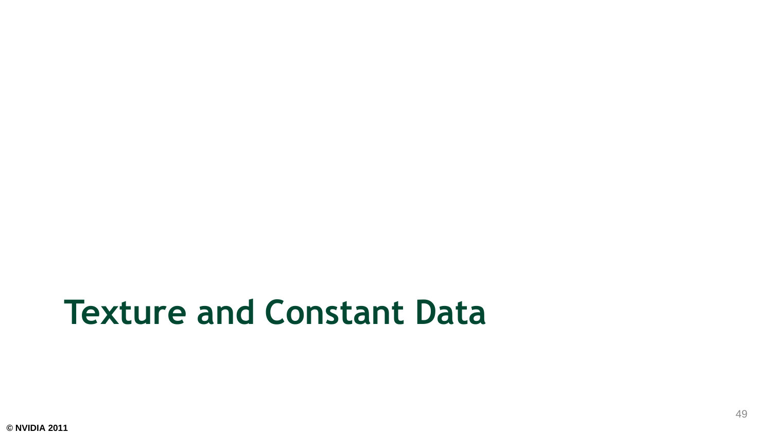# Texture and Constant Data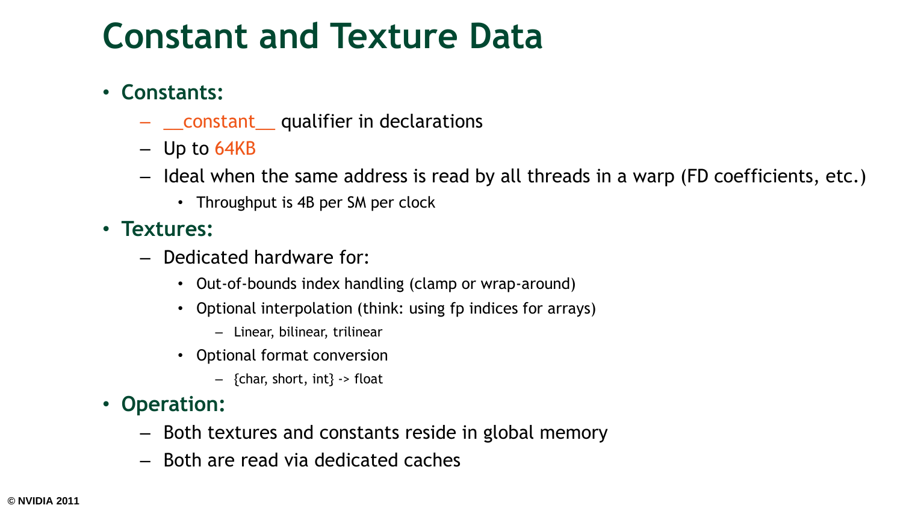# Constant and Texture Data

- **Constants:**
  - __constant__ qualifier in declarations
  - Up to 64KB
  - Ideal when the same address is read by all threads in a warp (FD coefficients, etc.)
    - Throughput is 4B per SM per clock
- **Textures:**
  - Dedicated hardware for:
    - Out-of-bounds index handling (clamp or wrap-around)
    - Optional interpolation (think: using fp indices for arrays)
      - Linear, bilinear, trilinear
    - Optional format conversion
      - {char, short, int} -> float
- **Operation:**
  - Both textures and constants reside in global memory
  - Both are read via dedicated caches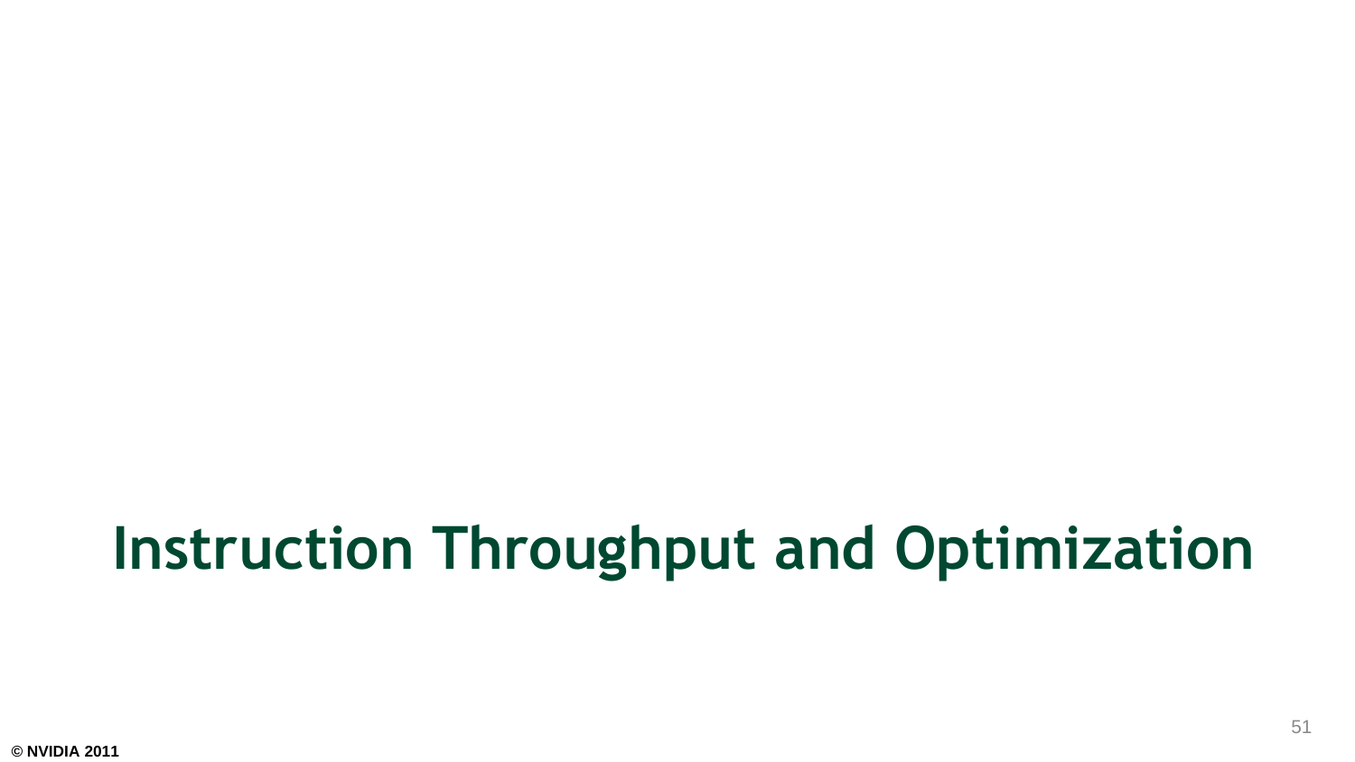# Instruction Throughput and Optimization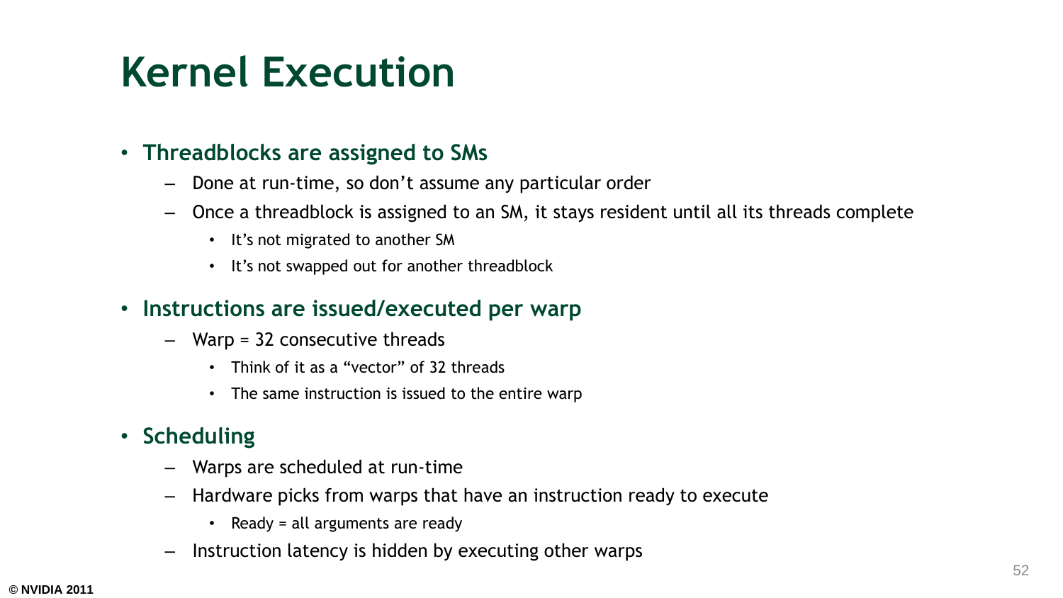# Kernel Execution

- **Threadblocks are assigned to SMs**
  - Done at run-time, so don't assume any particular order
  - Once a threadblock is assigned to an SM, it stays resident until all its threads complete
    - It's not migrated to another SM
    - It's not swapped out for another threadblock
- **Instructions are issued/executed per warp**
  - Warp = 32 consecutive threads
    - Think of it as a "vector" of 32 threads
    - The same instruction is issued to the entire warp
- **Scheduling**
  - Warps are scheduled at run-time
  - Hardware picks from warps that have an instruction ready to execute
    - Ready = all arguments are ready
  - Instruction latency is hidden by executing other warps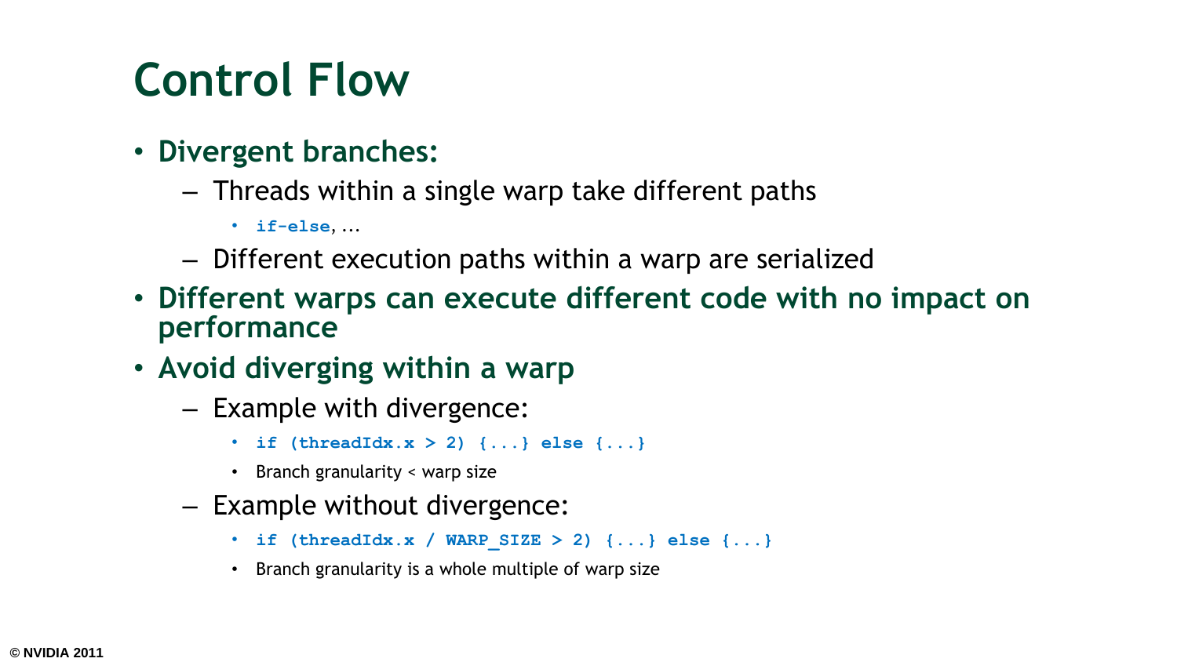# Control Flow

- **Divergent branches:**
  - Threads within a single warp take different paths
    - `if-else`, ...
  - Different execution paths within a warp are serialized
- **Different warps can execute different code with no impact on performance**
- **Avoid diverging within a warp**
  - Example with divergence:
    - `if (threadIdx.x > 2) {...} else {...}`
    - Branch granularity < warp size
  - Example without divergence:
    - `if (threadIdx.x / WARP_SIZE > 2) {...} else {...}`
    - Branch granularity is a whole multiple of warp size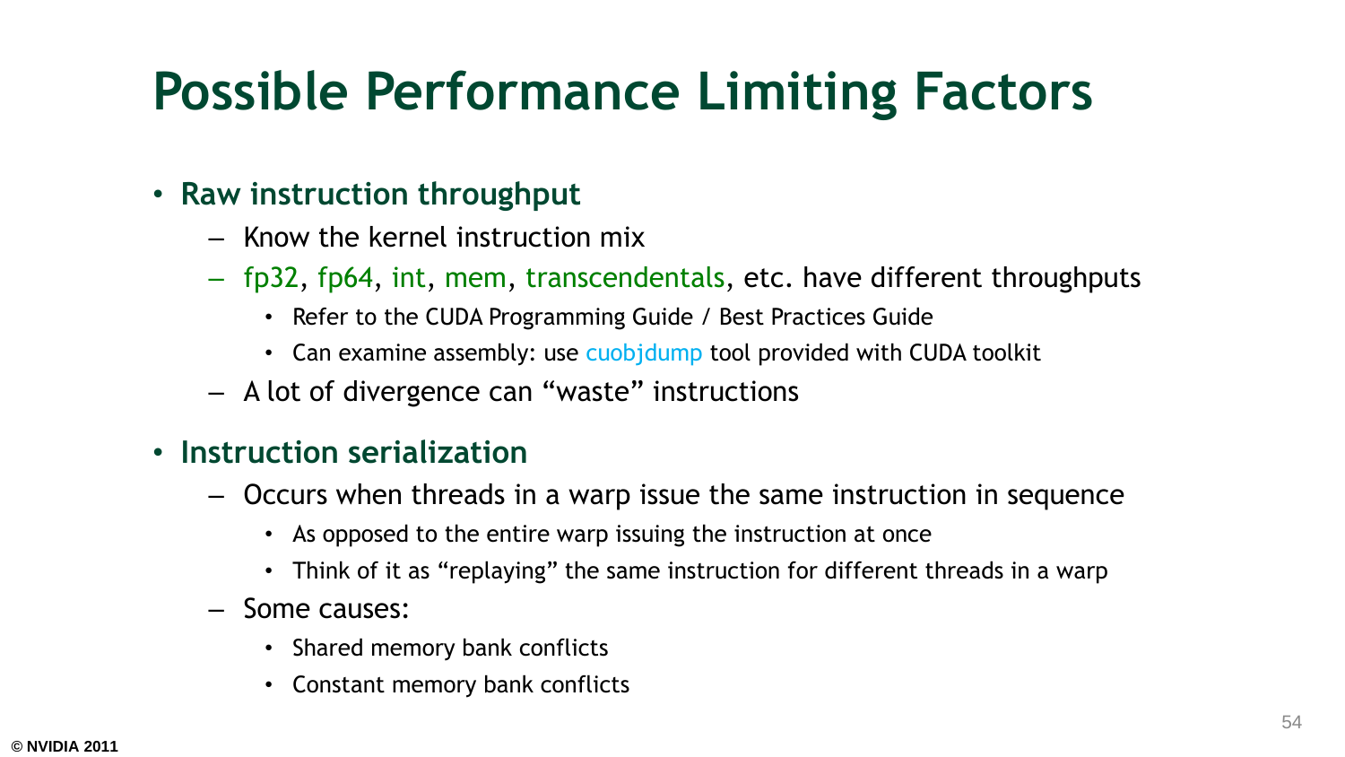# Possible Performance Limiting Factors

- **Raw instruction throughput**
  - Know the kernel instruction mix
  - fp32, fp64, int, mem, transcendentals, etc. have different throughputs
    - Refer to the CUDA Programming Guide / Best Practices Guide
    - Can examine assembly: use cuobjdump tool provided with CUDA toolkit
  - A lot of divergence can "waste" instructions
- **Instruction serialization**
  - Occurs when threads in a warp issue the same instruction in sequence
    - As opposed to the entire warp issuing the instruction at once
    - Think of it as "replaying" the same instruction for different threads in a warp
  - Some causes:
    - Shared memory bank conflicts
    - Constant memory bank conflicts

© NVIDIA 2011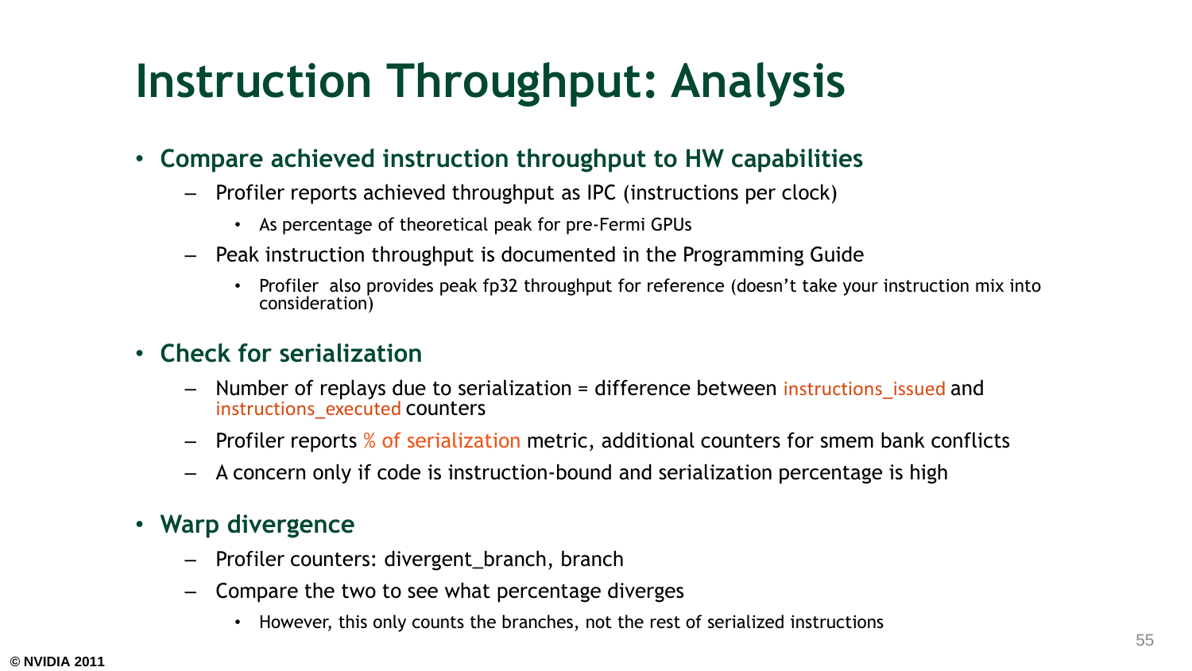# Instruction Throughput: Analysis

- **Compare achieved instruction throughput to HW capabilities**
  - Profiler reports achieved throughput as IPC (instructions per clock)
    - As percentage of theoretical peak for pre-Fermi GPUs
  - Peak instruction throughput is documented in the Programming Guide
    - Profiler also provides peak fp32 throughput for reference (doesn't take your instruction mix into consideration)
- **Check for serialization**
  - Number of replays due to serialization = difference between instructions_issued and instructions_executed counters
  - Profiler reports % of serialization metric, additional counters for smem bank conflicts
  - A concern only if code is instruction-bound and serialization percentage is high
- **Warp divergence**
  - Profiler counters: divergent_branch, branch
  - Compare the two to see what percentage diverges
    - However, this only counts the branches, not the rest of serialized instructions

© NVIDIA 2011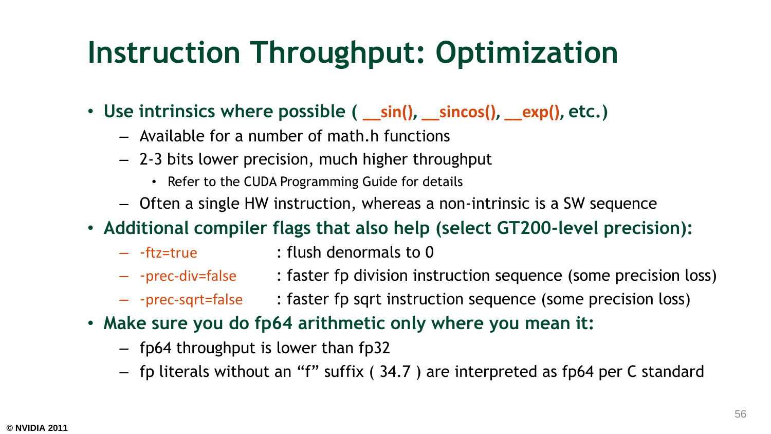# Instruction Throughput: Optimization

- **Use intrinsics where possible ( __sin(), __sincos(), __exp(), etc.)**
  - Available for a number of math.h functions
  - 2-3 bits lower precision, much higher throughput
    - Refer to the CUDA Programming Guide for details
  - Often a single HW instruction, whereas a non-intrinsic is a SW sequence
- **Additional compiler flags that also help (select GT200-level precision):**
  - -ftz=true : flush denormals to 0
  - -prec-div=false : faster fp division instruction sequence (some precision loss)
  - -prec-sqrt=false : faster fp sqrt instruction sequence (some precision loss)
- **Make sure you do fp64 arithmetic only where you mean it:**
  - fp64 throughput is lower than fp32
  - fp literals without an "f" suffix ( 34.7 ) are interpreted as fp64 per C standard

© NVIDIA 2011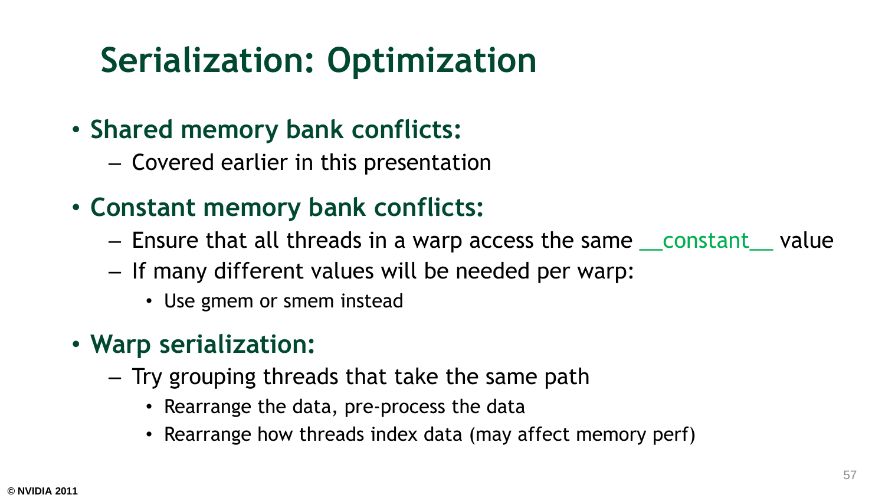# Serialization: Optimization

- **Shared memory bank conflicts:**
  - Covered earlier in this presentation
- **Constant memory bank conflicts:**
  - Ensure that all threads in a warp access the same __constant__ value
  - If many different values will be needed per warp:
    - Use gmem or smem instead
- **Warp serialization:**
  - Try grouping threads that take the same path
    - Rearrange the data, pre-process the data
    - Rearrange how threads index data (may affect memory perf)

© NVIDIA 2011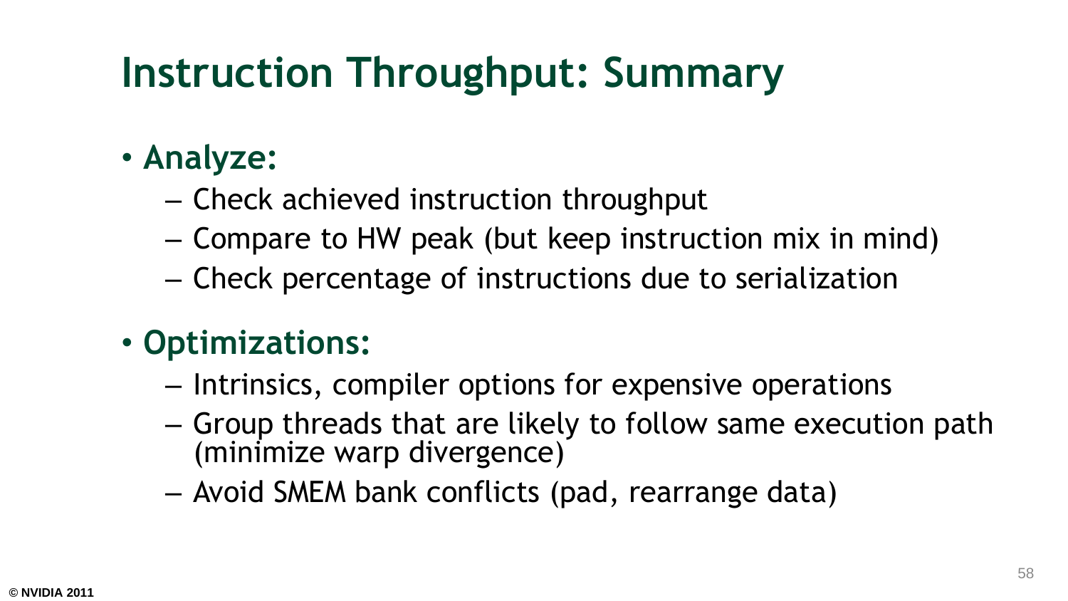# Instruction Throughput: Summary

- **Analyze:**
  - Check achieved instruction throughput
  - Compare to HW peak (but keep instruction mix in mind)
  - Check percentage of instructions due to serialization
- **Optimizations:**
  - Intrinsics, compiler options for expensive operations
  - Group threads that are likely to follow same execution path (minimize warp divergence)
  - Avoid SMEM bank conflicts (pad, rearrange data)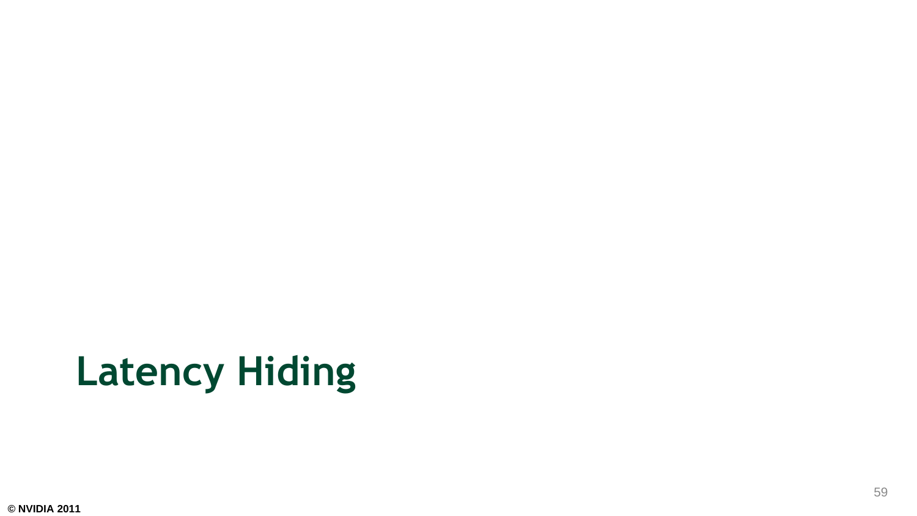# Latency Hiding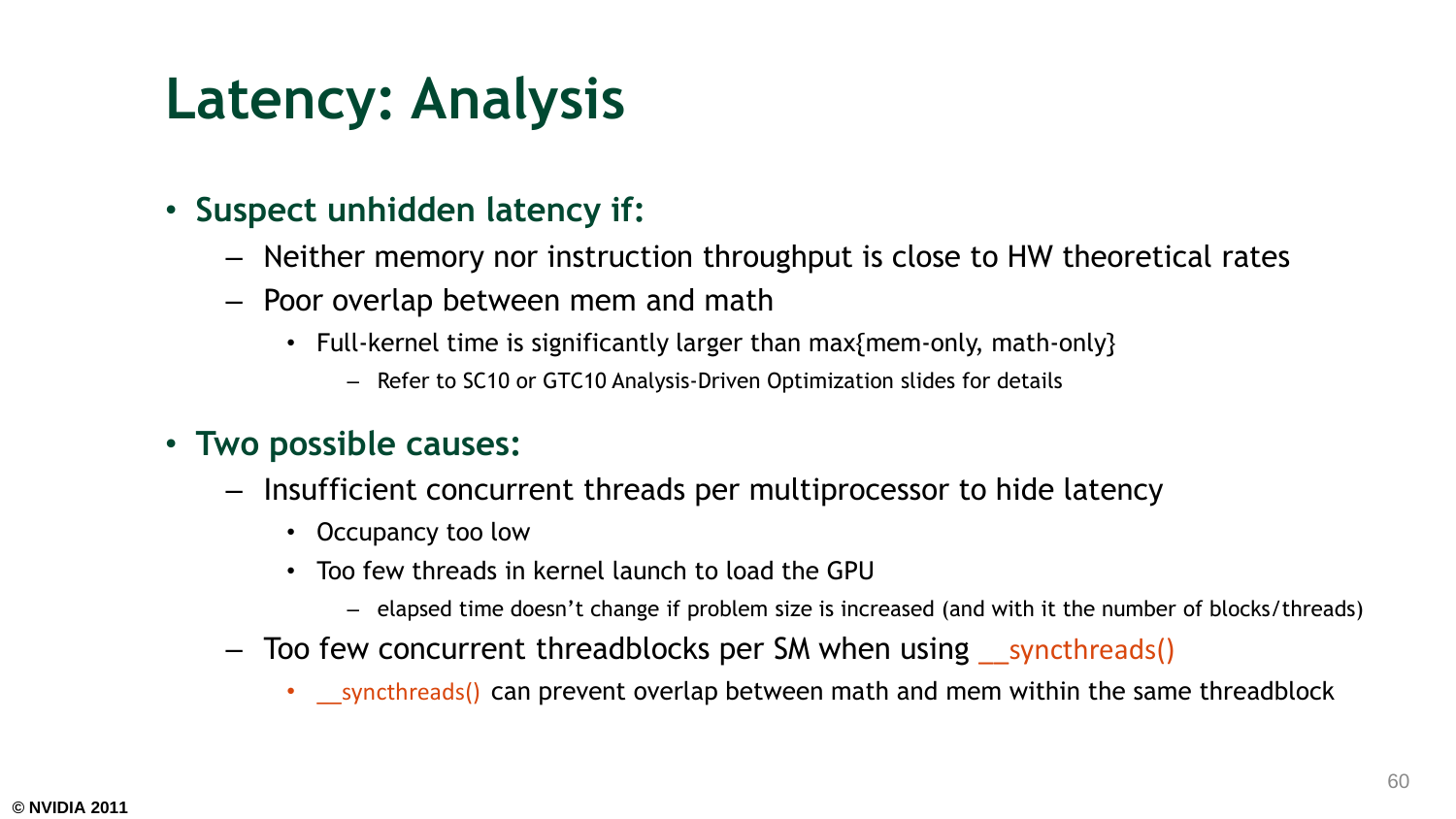# Latency: Analysis

- **Suspect unhidden latency if:**
  - Neither memory nor instruction throughput is close to HW theoretical rates
  - Poor overlap between mem and math
    - Full-kernel time is significantly larger than max{mem-only, math-only}
      - Refer to SC10 or GTC10 Analysis-Driven Optimization slides for details
- **Two possible causes:**
  - Insufficient concurrent threads per multiprocessor to hide latency
    - Occupancy too low
    - Too few threads in kernel launch to load the GPU
      - elapsed time doesn't change if problem size is increased (and with it the number of blocks/threads)
  - Too few concurrent threadblocks per SM when using __syncthreads()
    - __syncthreads() can prevent overlap between math and mem within the same threadblock

© NVIDIA 2011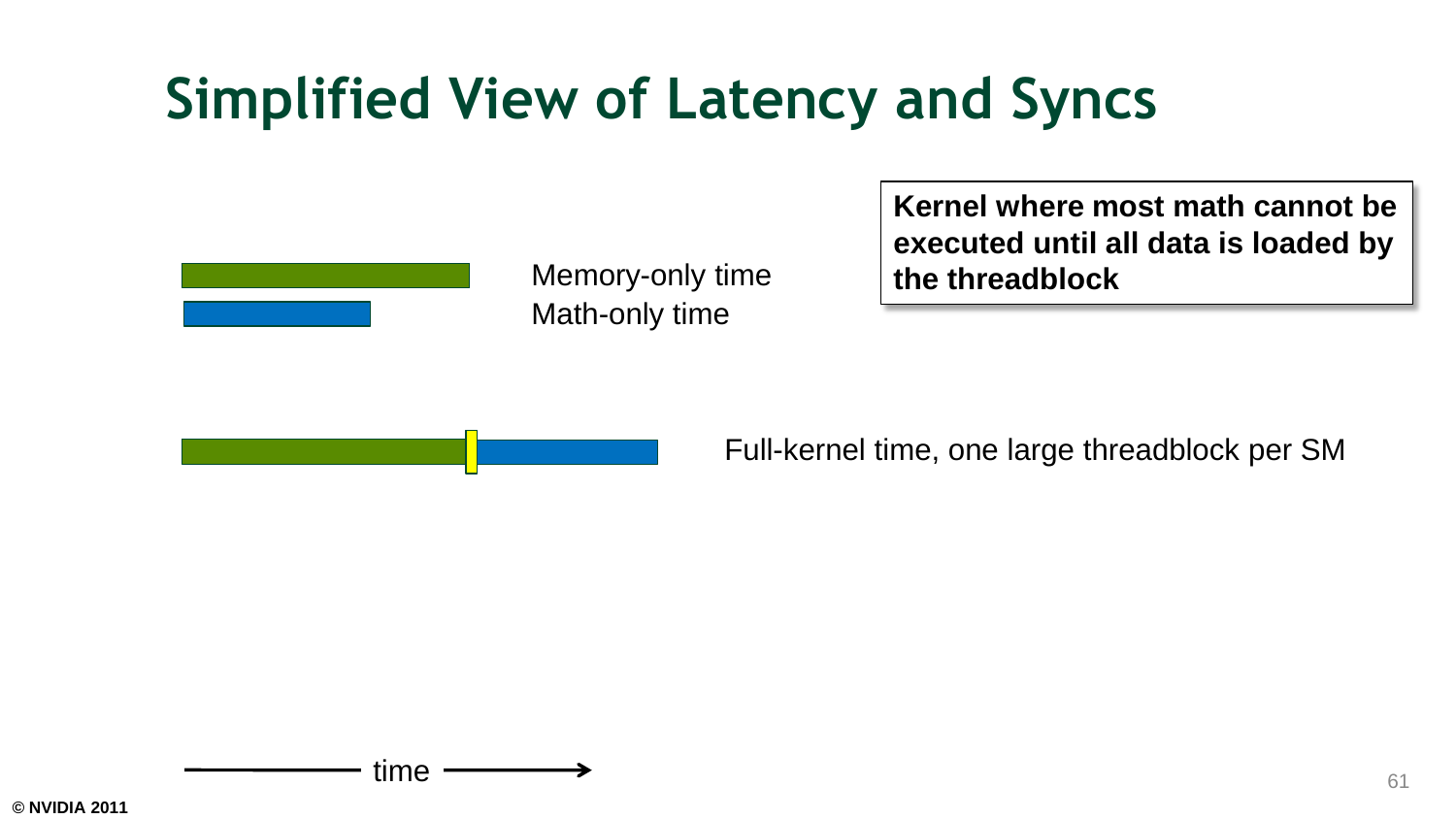# Simplified View of Latency and Syncs

**Kernel where most math cannot be executed until all data is loaded by the threadblock**

Memory-only time

Math-only time

Full-kernel time, one large threadblock per SM

time

© NVIDIA 2011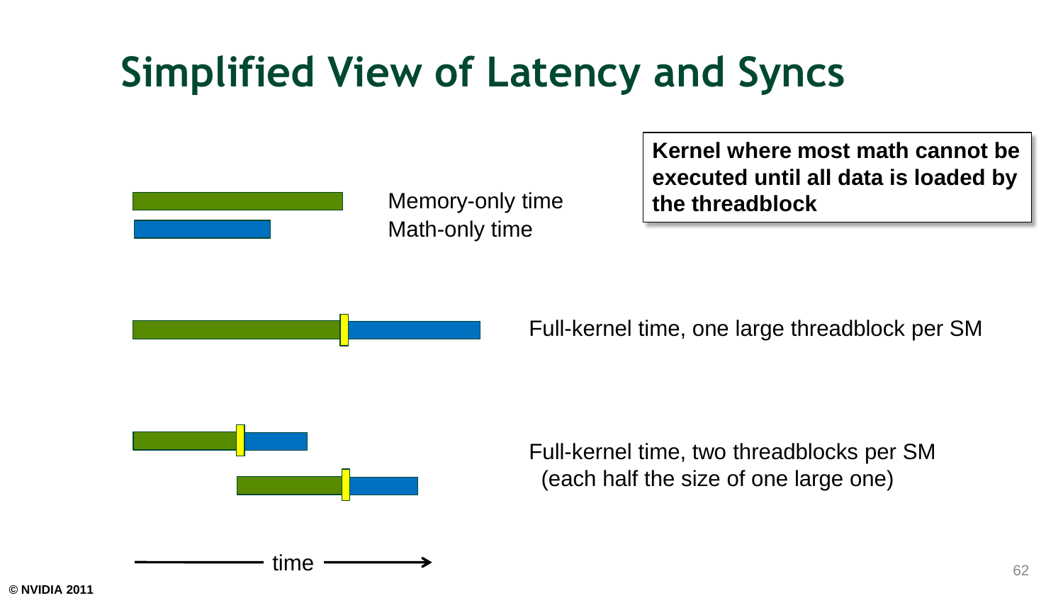# Simplified View of Latency and Syncs

**Kernel where most math cannot be executed until all data is loaded by the threadblock**

Memory-only time

Math-only time

Full-kernel time, one large threadblock per SM

Full-kernel time, two threadblocks per SM
(each half the size of one large one)

time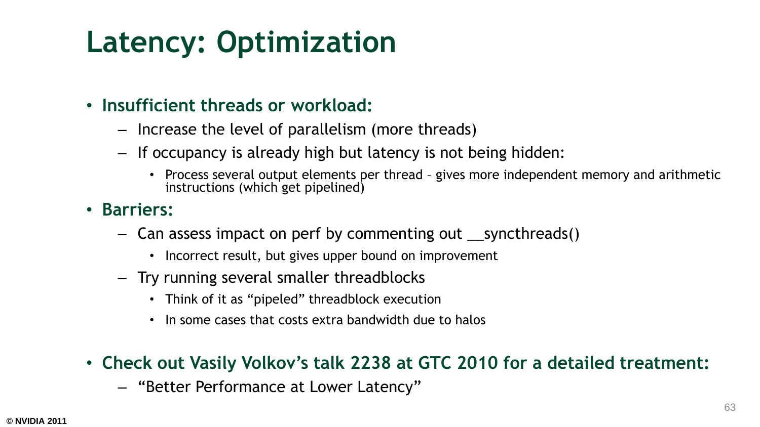# Latency: Optimization

- **Insufficient threads or workload:**
  - Increase the level of parallelism (more threads)
  - If occupancy is already high but latency is not being hidden:
    - Process several output elements per thread – gives more independent memory and arithmetic instructions (which get pipelined)
- **Barriers:**
  - Can assess impact on perf by commenting out __syncthreads()
    - Incorrect result, but gives upper bound on improvement
  - Try running several smaller threadblocks
    - Think of it as "pipeled" threadblock execution
    - In some cases that costs extra bandwidth due to halos
- **Check out Vasily Volkov's talk 2238 at GTC 2010 for a detailed treatment:**
  - "Better Performance at Lower Latency"

© NVIDIA 2011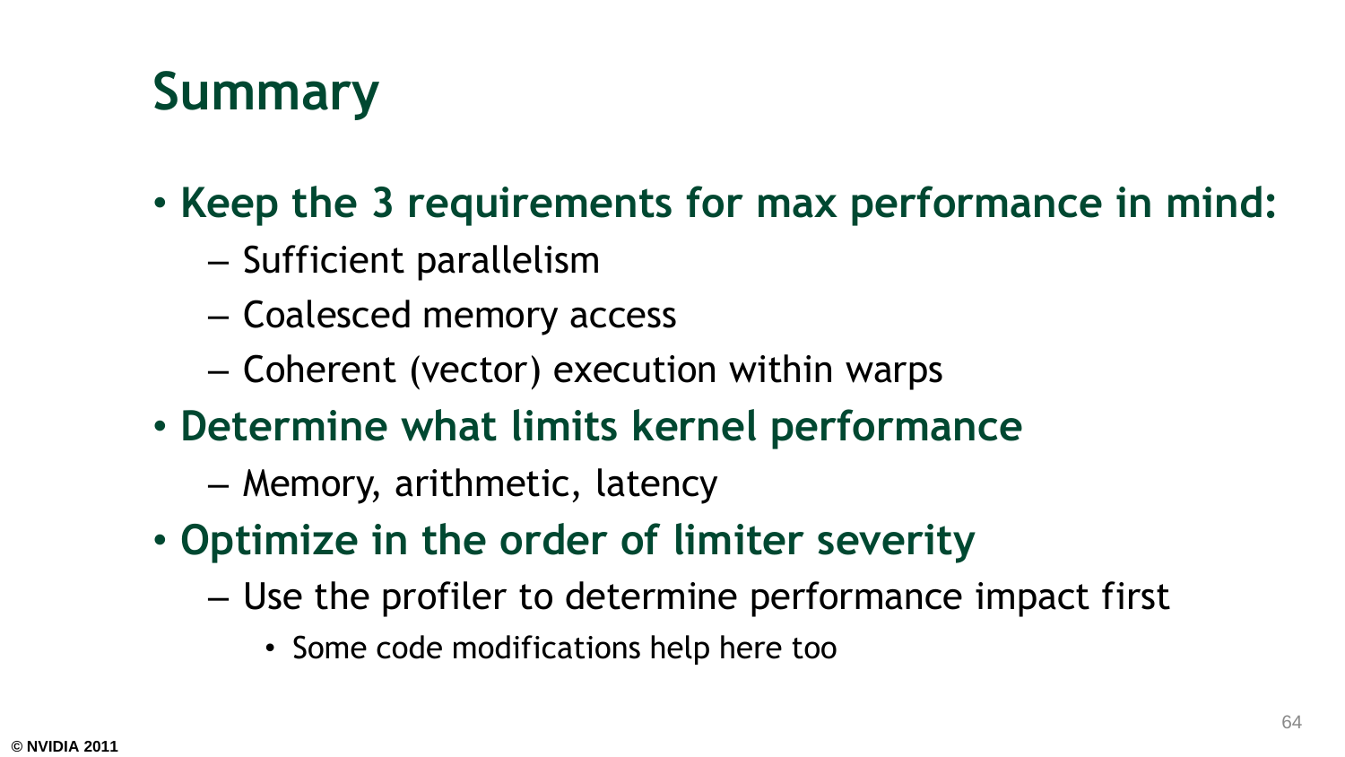# Summary

- **Keep the 3 requirements for max performance in mind:**
  - Sufficient parallelism
  - Coalesced memory access
  - Coherent (vector) execution within warps
- **Determine what limits kernel performance**
  - Memory, arithmetic, latency
- **Optimize in the order of limiter severity**
  - Use the profiler to determine performance impact first
    - Some code modifications help here too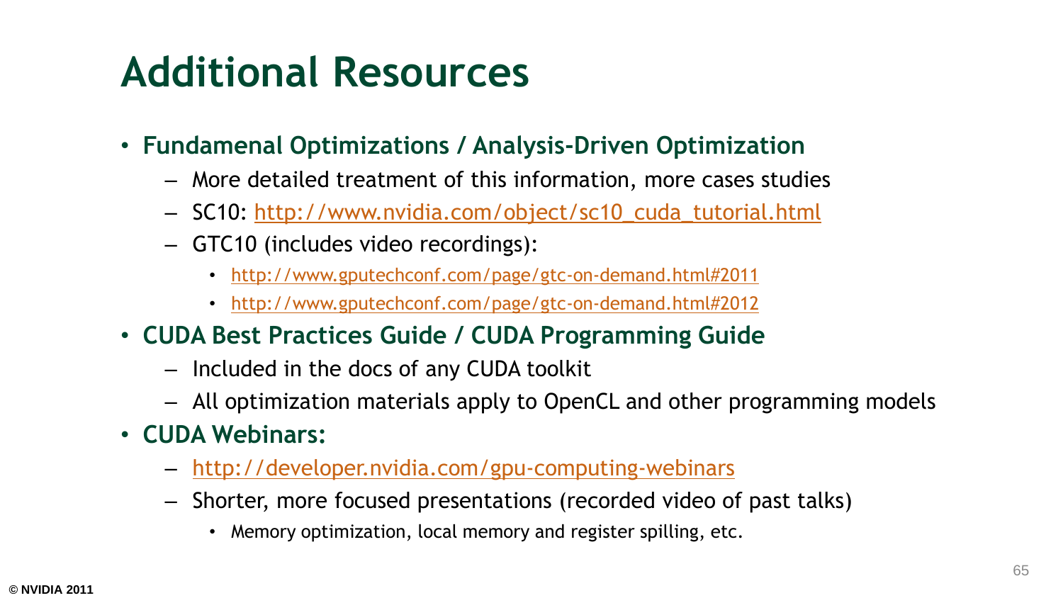# Additional Resources

- **Fundamenal Optimizations / Analysis-Driven Optimization**
  - More detailed treatment of this information, more cases studies
  - SC10: http://www.nvidia.com/object/sc10_cuda_tutorial.html
  - GTC10 (includes video recordings):
    - http://www.gputechconf.com/page/gtc-on-demand.html#2011
    - http://www.gputechconf.com/page/gtc-on-demand.html#2012
- **CUDA Best Practices Guide / CUDA Programming Guide**
  - Included in the docs of any CUDA toolkit
  - All optimization materials apply to OpenCL and other programming models
- **CUDA Webinars:**
  - http://developer.nvidia.com/gpu-computing-webinars
  - Shorter, more focused presentations (recorded video of past talks)
    - Memory optimization, local memory and register spilling, etc.

© NVIDIA 2011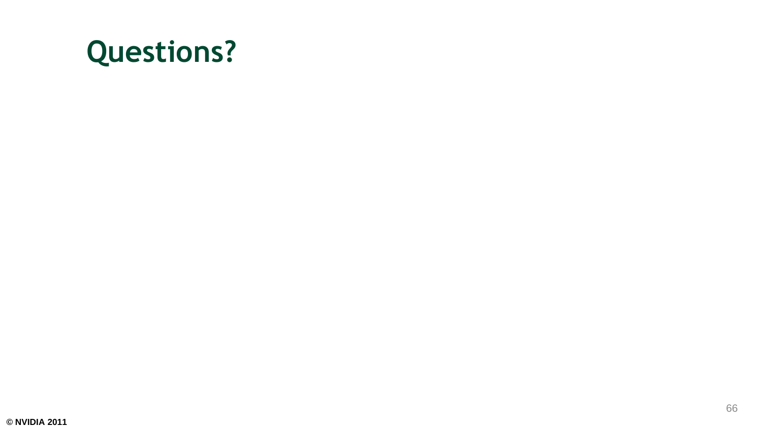# Questions?